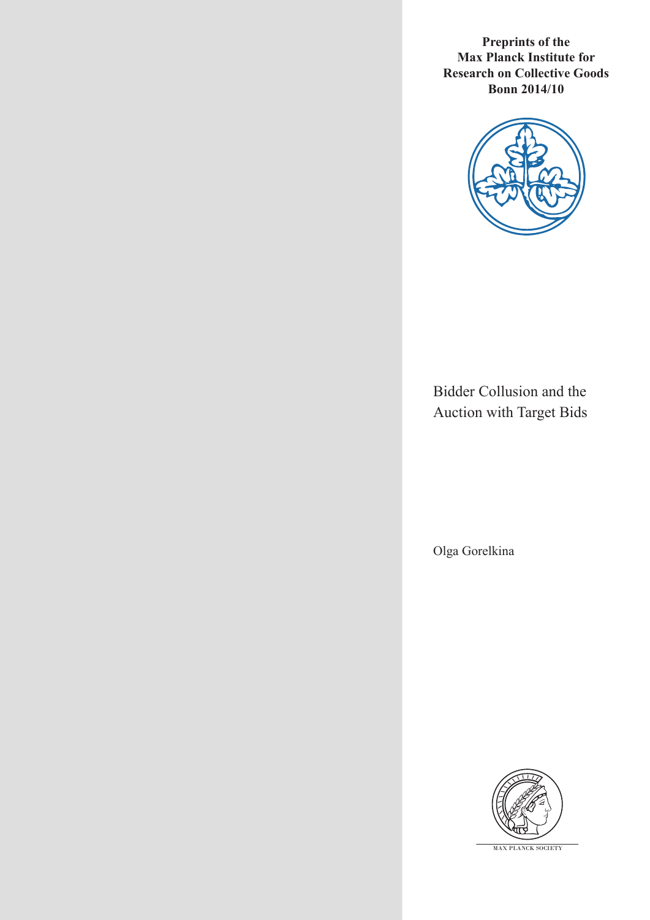**Preprints of the Max Planck Institute for Research on Collective Goods Bonn 2014/10**

# Bidder Collusion and the Auction with Target Bids

Olga Gorelkina

MAX PLANCK SOCIETY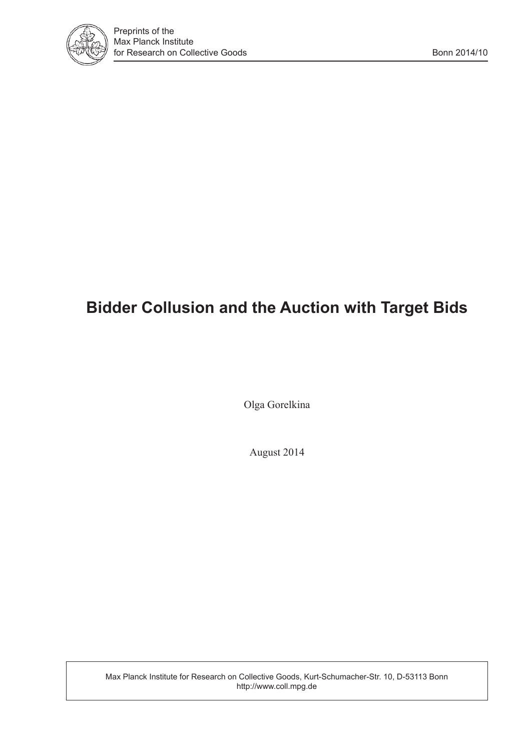# Bidder Collusion and the Auction with Target Bids

Olga Gorelkina

August 2014

Max Planck Institute for Research on Collective Goods, Kurt-Schumacher-Str. 10, D-53113 Bonn
http://www.coll.mpg.de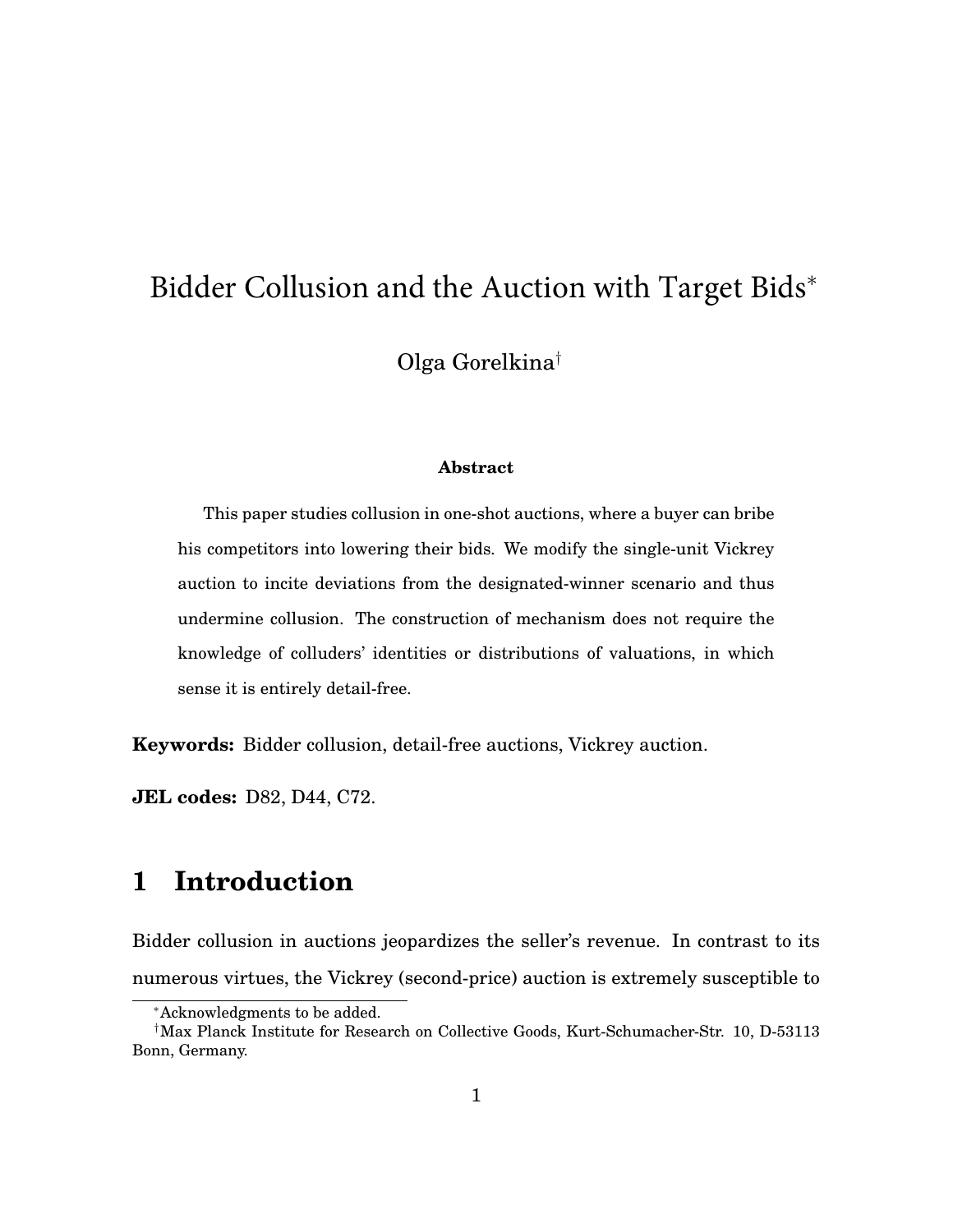# Bidder Collusion and the Auction with Target Bids[*]

Olga Gorelkina[†]

**Abstract**

This paper studies collusion in one-shot auctions, where a buyer can bribe his competitors into lowering their bids. We modify the single-unit Vickrey auction to incite deviations from the designated-winner scenario and thus undermine collusion. The construction of mechanism does not require the knowledge of colluders' identities or distributions of valuations, in which sense it is entirely detail-free.

**Keywords:** Bidder collusion, detail-free auctions, Vickrey auction.

**JEL codes:** D82, D44, C72.

## 1 Introduction

Bidder collusion in auctions jeopardizes the seller's revenue. In contrast to its numerous virtues, the Vickrey (second-price) auction is extremely susceptible to

[*] Acknowledgments to be added.

[†] Max Planck Institute for Research on Collective Goods, Kurt-Schumacher-Str. 10, D-53113 Bonn, Germany.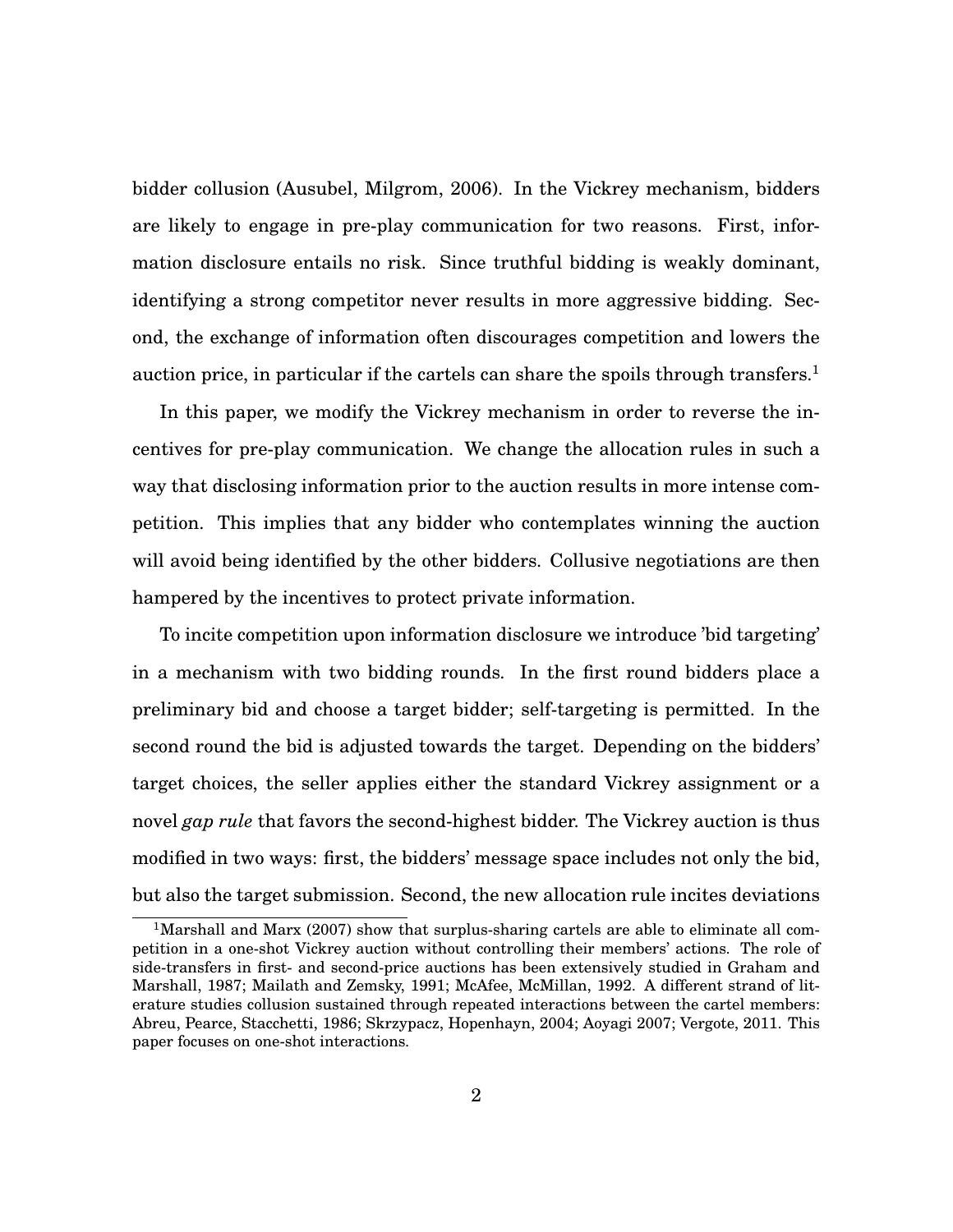bidder collusion (Ausubel, Milgrom, 2006). In the Vickrey mechanism, bidders are likely to engage in pre-play communication for two reasons. First, information disclosure entails no risk. Since truthful bidding is weakly dominant, identifying a strong competitor never results in more aggressive bidding. Second, the exchange of information often discourages competition and lowers the auction price, in particular if the cartels can share the spoils through transfers.[1]

In this paper, we modify the Vickrey mechanism in order to reverse the incentives for pre-play communication. We change the allocation rules in such a way that disclosing information prior to the auction results in more intense competition. This implies that any bidder who contemplates winning the auction will avoid being identified by the other bidders. Collusive negotiations are then hampered by the incentives to protect private information.

To incite competition upon information disclosure we introduce 'bid targeting' in a mechanism with two bidding rounds. In the first round bidders place a preliminary bid and choose a target bidder; self-targeting is permitted. In the second round the bid is adjusted towards the target. Depending on the bidders' target choices, the seller applies either the standard Vickrey assignment or a novel *gap rule* that favors the second-highest bidder. The Vickrey auction is thus modified in two ways: first, the bidders' message space includes not only the bid, but also the target submission. Second, the new allocation rule incites deviations

[1] Marshall and Marx (2007) show that surplus-sharing cartels are able to eliminate all competition in a one-shot Vickrey auction without controlling their members' actions. The role of side-transfers in first- and second-price auctions has been extensively studied in Graham and Marshall, 1987; Mailath and Zemsky, 1991; McAfee, McMillan, 1992. A different strand of literature studies collusion sustained through repeated interactions between the cartel members: Abreu, Pearce, Stacchetti, 1986; Skrzypacz, Hopenhayn, 2004; Aoyagi 2007; Vergote, 2011. This paper focuses on one-shot interactions.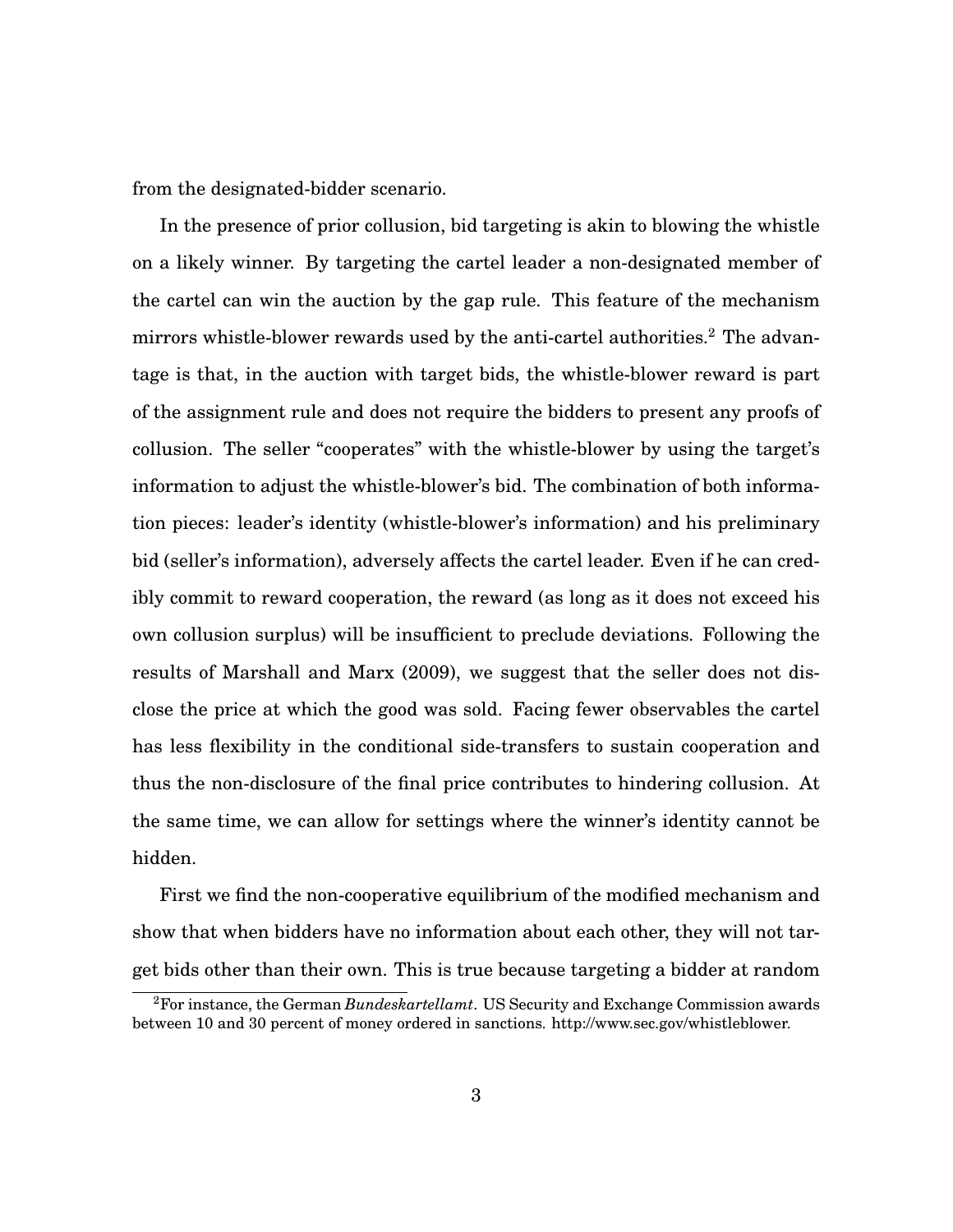from the designated-bidder scenario.

In the presence of prior collusion, bid targeting is akin to blowing the whistle on a likely winner. By targeting the cartel leader a non-designated member of the cartel can win the auction by the gap rule. This feature of the mechanism mirrors whistle-blower rewards used by the anti-cartel authorities.[2] The advantage is that, in the auction with target bids, the whistle-blower reward is part of the assignment rule and does not require the bidders to present any proofs of collusion. The seller "cooperates" with the whistle-blower by using the target's information to adjust the whistle-blower's bid. The combination of both information pieces: leader's identity (whistle-blower's information) and his preliminary bid (seller's information), adversely affects the cartel leader. Even if he can credibly commit to reward cooperation, the reward (as long as it does not exceed his own collusion surplus) will be insufficient to preclude deviations. Following the results of Marshall and Marx (2009), we suggest that the seller does not disclose the price at which the good was sold. Facing fewer observables the cartel has less flexibility in the conditional side-transfers to sustain cooperation and thus the non-disclosure of the final price contributes to hindering collusion. At the same time, we can allow for settings where the winner's identity cannot be hidden.

First we find the non-cooperative equilibrium of the modified mechanism and show that when bidders have no information about each other, they will not target bids other than their own. This is true because targeting a bidder at random

[2] For instance, the German *Bundeskartellamt*. US Security and Exchange Commission awards between 10 and 30 percent of money ordered in sanctions. http://www.sec.gov/whistleblower.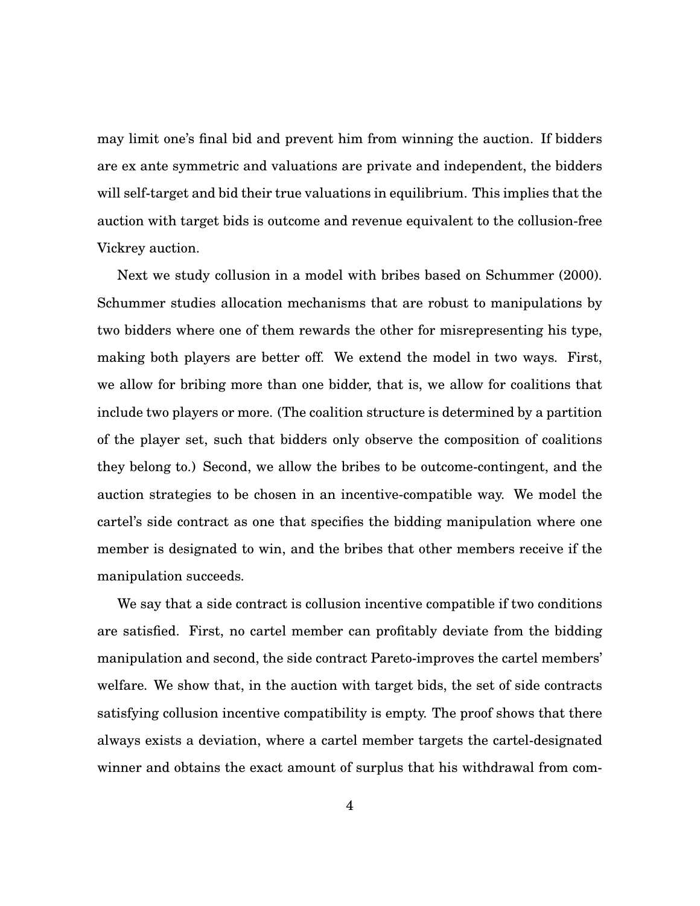may limit one's final bid and prevent him from winning the auction. If bidders are ex ante symmetric and valuations are private and independent, the bidders will self-target and bid their true valuations in equilibrium. This implies that the auction with target bids is outcome and revenue equivalent to the collusion-free Vickrey auction.

Next we study collusion in a model with bribes based on Schummer (2000). Schummer studies allocation mechanisms that are robust to manipulations by two bidders where one of them rewards the other for misrepresenting his type, making both players are better off. We extend the model in two ways. First, we allow for bribing more than one bidder, that is, we allow for coalitions that include two players or more. (The coalition structure is determined by a partition of the player set, such that bidders only observe the composition of coalitions they belong to.) Second, we allow the bribes to be outcome-contingent, and the auction strategies to be chosen in an incentive-compatible way. We model the cartel's side contract as one that specifies the bidding manipulation where one member is designated to win, and the bribes that other members receive if the manipulation succeeds.

We say that a side contract is collusion incentive compatible if two conditions are satisfied. First, no cartel member can profitably deviate from the bidding manipulation and second, the side contract Pareto-improves the cartel members' welfare. We show that, in the auction with target bids, the set of side contracts satisfying collusion incentive compatibility is empty. The proof shows that there always exists a deviation, where a cartel member targets the cartel-designated winner and obtains the exact amount of surplus that his withdrawal from com-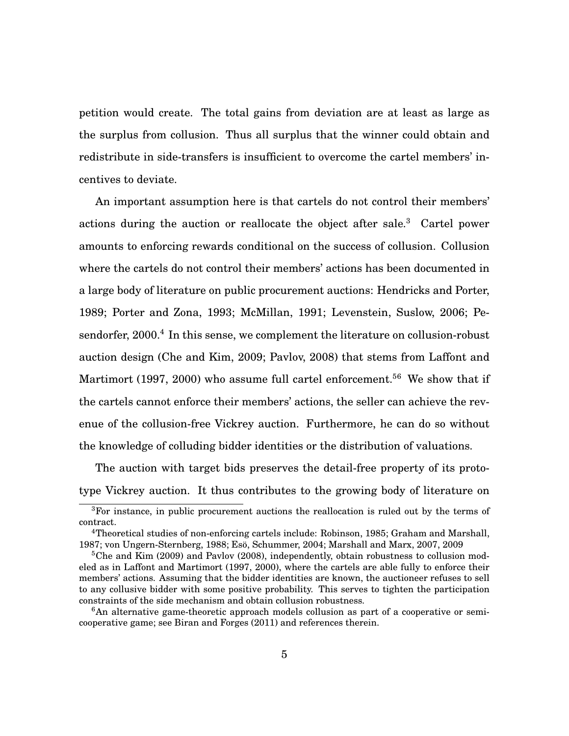petition would create. The total gains from deviation are at least as large as the surplus from collusion. Thus all surplus that the winner could obtain and redistribute in side-transfers is insufficient to overcome the cartel members' incentives to deviate.

An important assumption here is that cartels do not control their members' actions during the auction or reallocate the object after sale.[3] Cartel power amounts to enforcing rewards conditional on the success of collusion. Collusion where the cartels do not control their members' actions has been documented in a large body of literature on public procurement auctions: Hendricks and Porter, 1989; Porter and Zona, 1993; McMillan, 1991; Levenstein, Suslow, 2006; Pesendorfer, 2000.[4] In this sense, we complement the literature on collusion-robust auction design (Che and Kim, 2009; Pavlov, 2008) that stems from Laffont and Martimort (1997, 2000) who assume full cartel enforcement.[5][6] We show that if the cartels cannot enforce their members' actions, the seller can achieve the revenue of the collusion-free Vickrey auction. Furthermore, he can do so without the knowledge of colluding bidder identities or the distribution of valuations.

The auction with target bids preserves the detail-free property of its prototype Vickrey auction. It thus contributes to the growing body of literature on

[3] For instance, in public procurement auctions the reallocation is ruled out by the terms of contract.

[4] Theoretical studies of non-enforcing cartels include: Robinson, 1985; Graham and Marshall, 1987; von Ungern-Sternberg, 1988; Esö, Schummer, 2004; Marshall and Marx, 2007, 2009

[5] Che and Kim (2009) and Pavlov (2008), independently, obtain robustness to collusion modeled as in Laffont and Martimort (1997, 2000), where the cartels are able fully to enforce their members' actions. Assuming that the bidder identities are known, the auctioneer refuses to sell to any collusive bidder with some positive probability. This serves to tighten the participation constraints of the side mechanism and obtain collusion robustness.

[6] An alternative game-theoretic approach models collusion as part of a cooperative or semi-cooperative game; see Biran and Forges (2011) and references therein.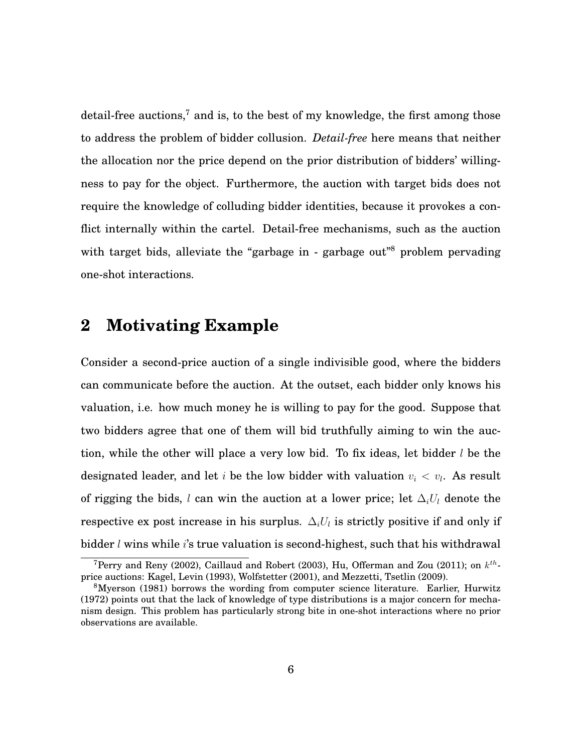detail-free auctions,[7] and is, to the best of my knowledge, the first among those to address the problem of bidder collusion. *Detail-free* here means that neither the allocation nor the price depend on the prior distribution of bidders' willingness to pay for the object. Furthermore, the auction with target bids does not require the knowledge of colluding bidder identities, because it provokes a conflict internally within the cartel. Detail-free mechanisms, such as the auction with target bids, alleviate the "garbage in - garbage out"[8] problem pervading one-shot interactions.

## 2 Motivating Example

Consider a second-price auction of a single indivisible good, where the bidders can communicate before the auction. At the outset, each bidder only knows his valuation, i.e. how much money he is willing to pay for the good. Suppose that two bidders agree that one of them will bid truthfully aiming to win the auction, while the other will place a very low bid. To fix ideas, let bidder $l$ be the designated leader, and let $i$ be the low bidder with valuation $v_i < v_l$. As result of rigging the bids, $l$ can win the auction at a lower price; let $\Delta_i U_l$ denote the respective ex post increase in his surplus. $\Delta_i U_l$ is strictly positive if and only if bidder $l$ wins while $i$'s true valuation is second-highest, such that his withdrawal

[7] Perry and Reny (2002), Caillaud and Robert (2003), Hu, Offerman and Zou (2011); on $k^{th}$-price auctions: Kagel, Levin (1993), Wolfstetter (2001), and Mezzetti, Tsetlin (2009).

[8] Myerson (1981) borrows the wording from computer science literature. Earlier, Hurwitz (1972) points out that the lack of knowledge of type distributions is a major concern for mechanism design. This problem has particularly strong bite in one-shot interactions where no prior observations are available.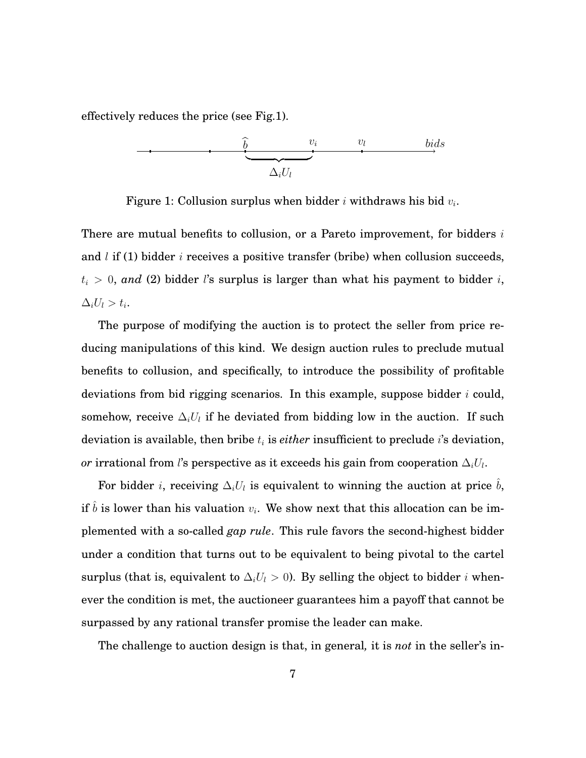effectively reduces the price (see Fig.1).

Figure 1: Collusion surplus when bidder $i$ withdraws his bid $v_i$.

There are mutual benefits to collusion, or a Pareto improvement, for bidders $i$ and $l$ if (1) bidder $i$ receives a positive transfer (bribe) when collusion succeeds, $t_i > 0$, *and* (2) bidder $l$'s surplus is larger than what his payment to bidder $i$, $\Delta_i U_l > t_i$.

The purpose of modifying the auction is to protect the seller from price reducing manipulations of this kind. We design auction rules to preclude mutual benefits to collusion, and specifically, to introduce the possibility of profitable deviations from bid rigging scenarios. In this example, suppose bidder $i$ could, somehow, receive $\Delta_i U_l$ if he deviated from bidding low in the auction. If such deviation is available, then bribe $t_i$ is *either* insufficient to preclude $i$'s deviation, *or* irrational from $l$'s perspective as it exceeds his gain from cooperation $\Delta_i U_l$.

For bidder $i$, receiving $\Delta_i U_l$ is equivalent to winning the auction at price $\hat{b}$, if $\hat{b}$ is lower than his valuation $v_i$. We show next that this allocation can be implemented with a so-called *gap rule*. This rule favors the second-highest bidder under a condition that turns out to be equivalent to being pivotal to the cartel surplus (that is, equivalent to $\Delta_i U_l > 0$). By selling the object to bidder $i$ whenever the condition is met, the auctioneer guarantees him a payoff that cannot be surpassed by any rational transfer promise the leader can make.

The challenge to auction design is that, in general, it is *not* in the seller's in-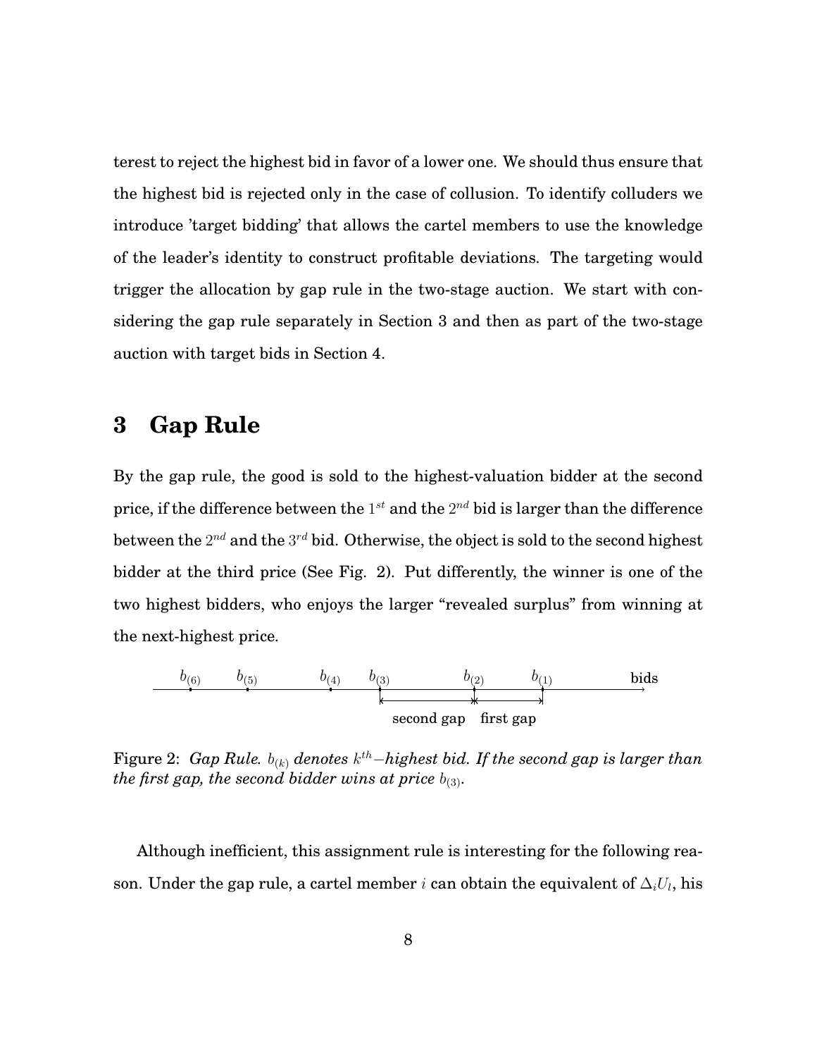terest to reject the highest bid in favor of a lower one. We should thus ensure that the highest bid is rejected only in the case of collusion. To identify colluders we introduce 'target bidding' that allows the cartel members to use the knowledge of the leader's identity to construct profitable deviations. The targeting would trigger the allocation by gap rule in the two-stage auction. We start with considering the gap rule separately in Section 3 and then as part of the two-stage auction with target bids in Section 4.

# 3 Gap Rule

By the gap rule, the good is sold to the highest-valuation bidder at the second price, if the difference between the $1^{st}$ and the $2^{nd}$ bid is larger than the difference between the $2^{nd}$ and the $3^{rd}$ bid. Otherwise, the object is sold to the second highest bidder at the third price (See Fig. 2). Put differently, the winner is one of the two highest bidders, who enjoys the larger "revealed surplus" from winning at the next-highest price.

$b_{(6)}$ $b_{(5)}$ $b_{(4)}$ $b_{(3)}$ $b_{(2)}$ $b_{(1)}$ bids

second gap first gap

Figure 2: *Gap Rule. $b_{(k)}$ denotes $k^{th}-$highest bid. If the second gap is larger than the first gap, the second bidder wins at price $b_{(3)}$.*

Although inefficient, this assignment rule is interesting for the following reason. Under the gap rule, a cartel member $i$ can obtain the equivalent of $\Delta_i U_l$, his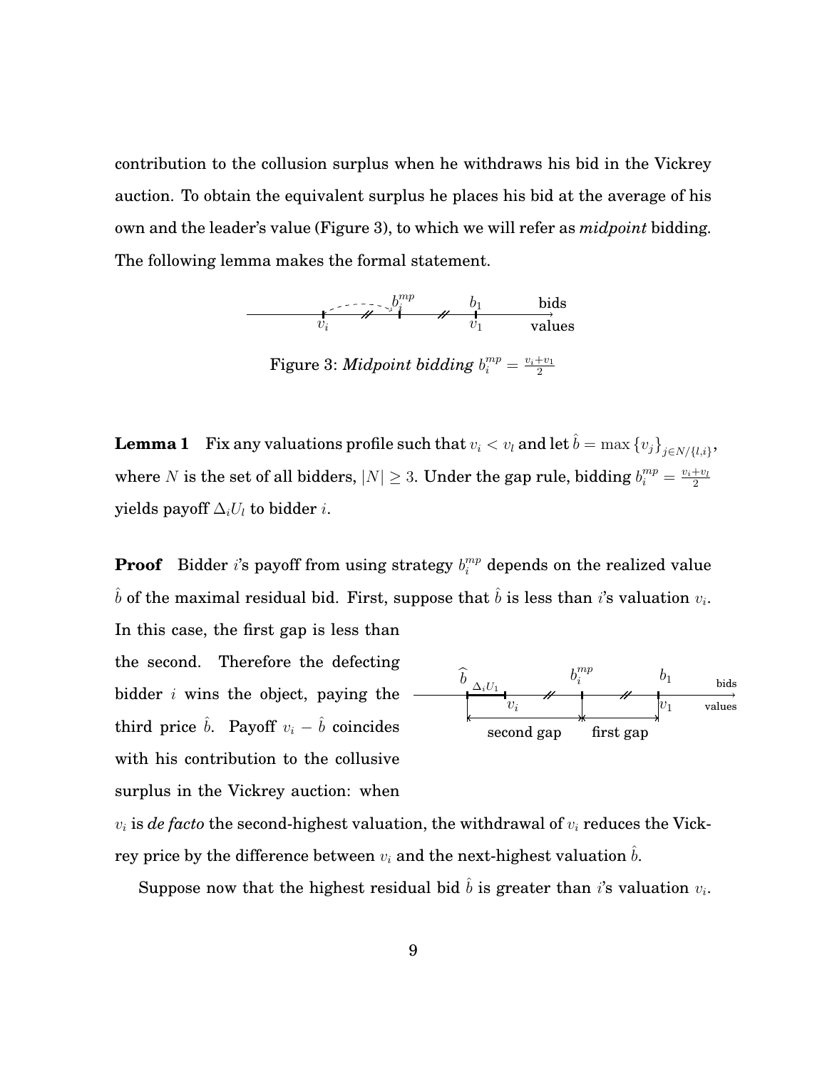contribution to the collusion surplus when he withdraws his bid in the Vickrey auction. To obtain the equivalent surplus he places his bid at the average of his own and the leader's value (Figure 3), to which we will refer as *midpoint* bidding. The following lemma makes the formal statement.

Figure 3: *Midpoint bidding* $b_i^{mp} = \frac{v_i + v_1}{2}$

**Lemma 1** Fix any valuations profile such that $v_i < v_l$ and let $\hat{b} = \max \{v_j\}_{j \in N/\{l,i\}}$, where $N$ is the set of all bidders, $|N| \geq 3$. Under the gap rule, bidding $b_i^{mp} = \frac{v_i + v_l}{2}$ yields payoff $\Delta_i U_l$ to bidder $i$.

**Proof** Bidder $i$'s payoff from using strategy $b_i^{mp}$ depends on the realized value $\hat{b}$ of the maximal residual bid. First, suppose that $\hat{b}$ is less than $i$'s valuation $v_i$. In this case, the first gap is less than the second. Therefore the defecting bidder $i$ wins the object, paying the third price $\hat{b}$. Payoff $v_i - \hat{b}$ coincides with his contribution to the collusive surplus in the Vickrey auction: when $v_i$ is *de facto* the second-highest valuation, the withdrawal of $v_i$ reduces the Vickrey price by the difference between $v_i$ and the next-highest valuation $\hat{b}$.

Suppose now that the highest residual bid $\hat{b}$ is greater than $i$'s valuation $v_i$.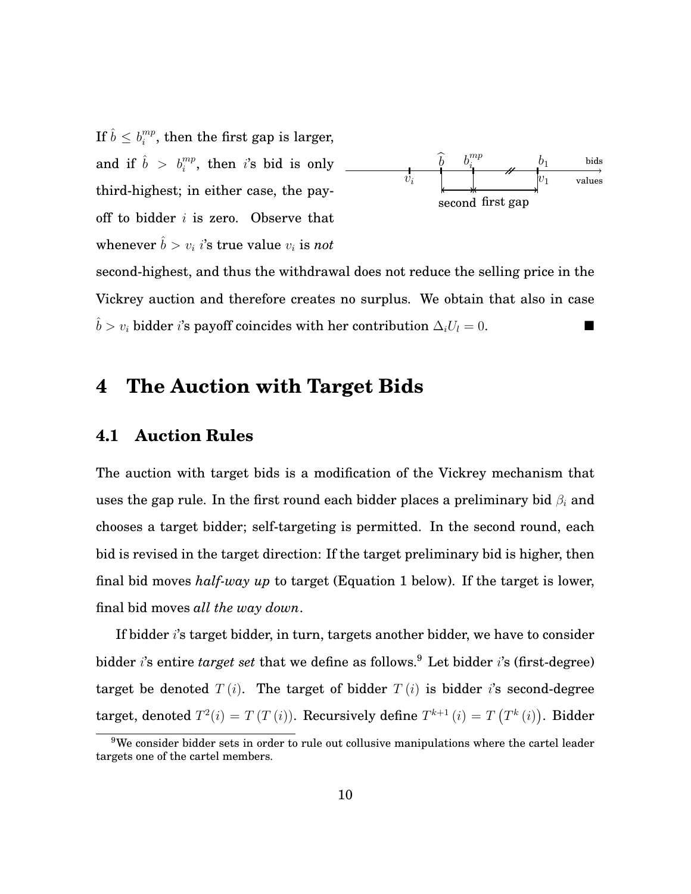If $\hat{b} \leq b_i^{mp}$, then the first gap is larger, and if $\hat{b} > b_i^{mp}$, then $i$'s bid is only third-highest; in either case, the payoff to bidder $i$ is zero. Observe that whenever $\hat{b} > v_i$ $i$'s true value $v_i$ is *not* second-highest, and thus the withdrawal does not reduce the selling price in the Vickrey auction and therefore creates no surplus. We obtain that also in case $\hat{b} > v_i$ bidder $i$'s payoff coincides with her contribution $\Delta_i U_l = 0$. ■

# 4 The Auction with Target Bids

## 4.1 Auction Rules

The auction with target bids is a modification of the Vickrey mechanism that uses the gap rule. In the first round each bidder places a preliminary bid $\beta_i$ and chooses a target bidder; self-targeting is permitted. In the second round, each bid is revised in the target direction: If the target preliminary bid is higher, then final bid moves *half-way up* to target (Equation 1 below). If the target is lower, final bid moves *all the way down*.

If bidder $i$'s target bidder, in turn, targets another bidder, we have to consider bidder $i$'s entire *target set* that we define as follows.[9] Let bidder $i$'s (first-degree) target be denoted $T(i)$. The target of bidder $T(i)$ is bidder $i$'s second-degree target, denoted $T^2(i) = T(T(i))$. Recursively define $T^{k+1}(i) = T(T^k(i))$. Bidder

[9] We consider bidder sets in order to rule out collusive manipulations where the cartel leader targets one of the cartel members.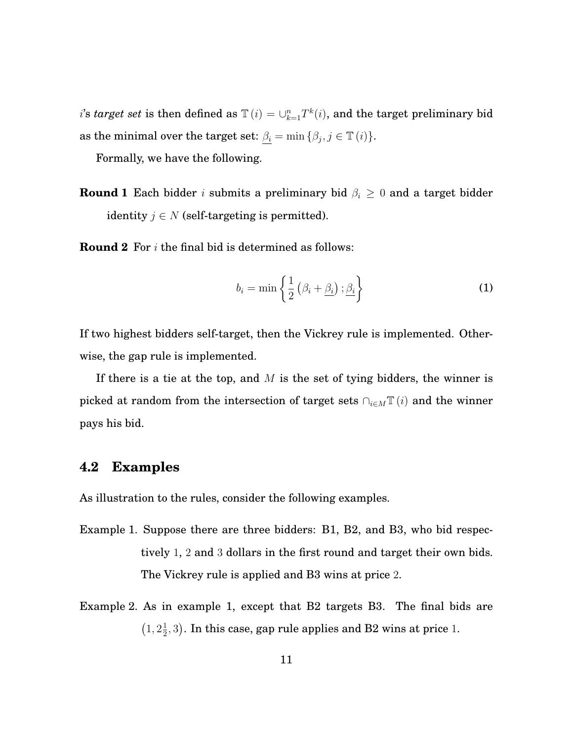$i$'s *target set* is then defined as $\mathbb{T}(i) = \cup_{k=1}^{n} T^k(i)$, and the target preliminary bid as the minimal over the target set: $\underline{\beta_i} = \min\{\beta_j, j \in \mathbb{T}(i)\}$.

Formally, we have the following.

**Round 1** Each bidder $i$ submits a preliminary bid $\beta_i \geq 0$ and a target bidder identity $j \in N$ (self-targeting is permitted).

**Round 2** For $i$ the final bid is determined as follows:

$$b_i = \min\left\{\frac{1}{2}\left(\beta_i + \underline{\beta_i}\right); \underline{\beta_i}\right\} \tag{1}$$

If two highest bidders self-target, then the Vickrey rule is implemented. Otherwise, the gap rule is implemented.

If there is a tie at the top, and $M$ is the set of tying bidders, the winner is picked at random from the intersection of target sets $\cap_{i \in M} \mathbb{T}(i)$ and the winner pays his bid.

## 4.2 Examples

As illustration to the rules, consider the following examples.

Example 1. Suppose there are three bidders: B1, B2, and B3, who bid respectively $1$, $2$ and $3$ dollars in the first round and target their own bids. The Vickrey rule is applied and B3 wins at price $2$.

Example 2. As in example 1, except that B2 targets B3. The final bids are $\left(1, 2\frac{1}{2}, 3\right)$. In this case, gap rule applies and B2 wins at price $1$.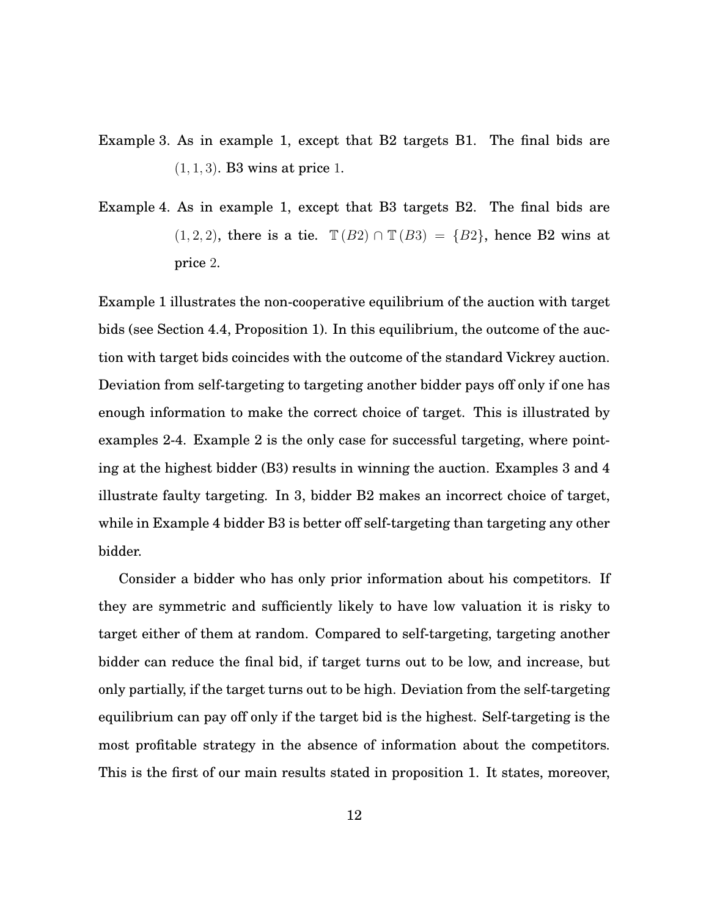Example 3. As in example 1, except that B2 targets B1. The final bids are $(1, 1, 3)$. B3 wins at price $1$.

Example 4. As in example 1, except that B3 targets B2. The final bids are $(1, 2, 2)$, there is a tie. $\mathbb{T}(B2) \cap \mathbb{T}(B3) = \{B2\}$, hence B2 wins at price $2$.

Example 1 illustrates the non-cooperative equilibrium of the auction with target bids (see Section 4.4, Proposition 1). In this equilibrium, the outcome of the auction with target bids coincides with the outcome of the standard Vickrey auction. Deviation from self-targeting to targeting another bidder pays off only if one has enough information to make the correct choice of target. This is illustrated by examples 2-4. Example 2 is the only case for successful targeting, where pointing at the highest bidder (B3) results in winning the auction. Examples 3 and 4 illustrate faulty targeting. In 3, bidder B2 makes an incorrect choice of target, while in Example 4 bidder B3 is better off self-targeting than targeting any other bidder.

Consider a bidder who has only prior information about his competitors. If they are symmetric and sufficiently likely to have low valuation it is risky to target either of them at random. Compared to self-targeting, targeting another bidder can reduce the final bid, if target turns out to be low, and increase, but only partially, if the target turns out to be high. Deviation from the self-targeting equilibrium can pay off only if the target bid is the highest. Self-targeting is the most profitable strategy in the absence of information about the competitors. This is the first of our main results stated in proposition 1. It states, moreover,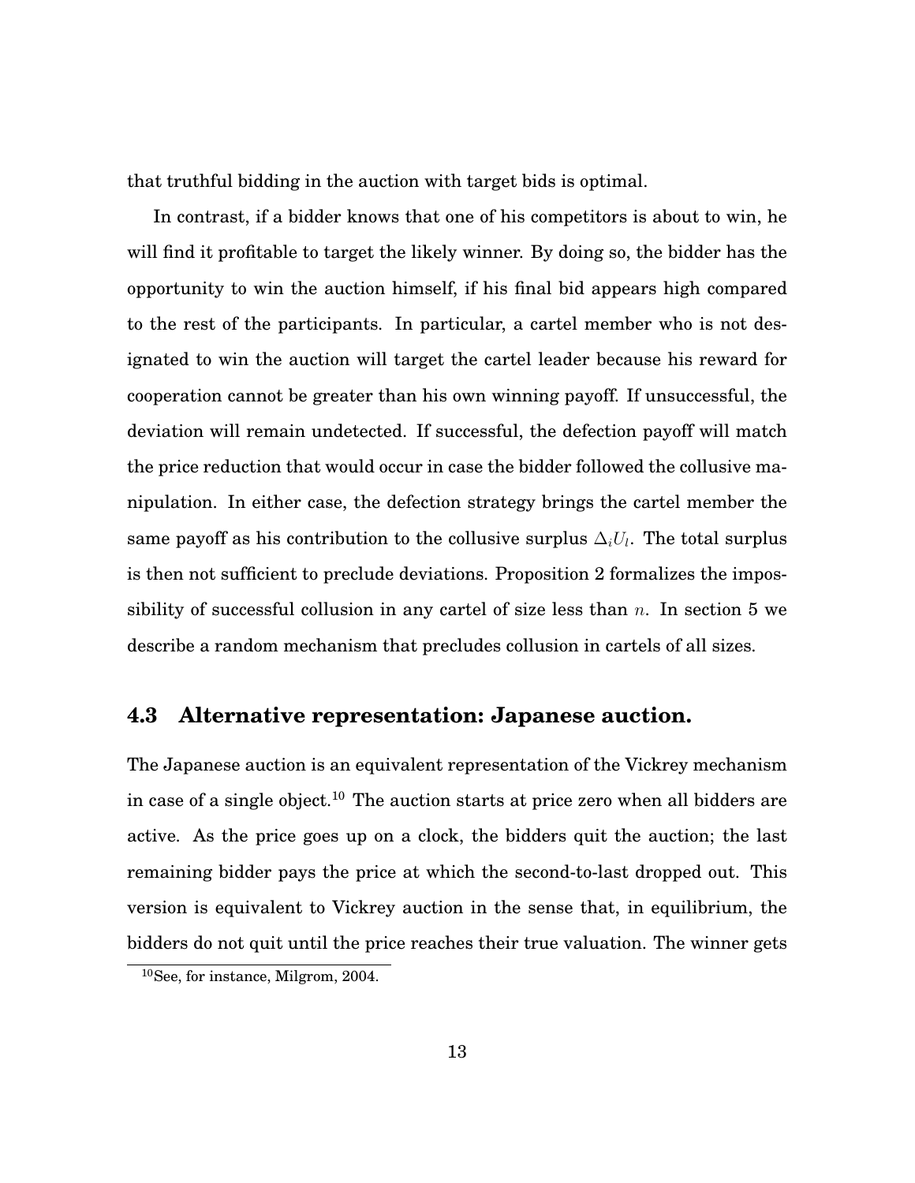that truthful bidding in the auction with target bids is optimal.

In contrast, if a bidder knows that one of his competitors is about to win, he will find it profitable to target the likely winner. By doing so, the bidder has the opportunity to win the auction himself, if his final bid appears high compared to the rest of the participants. In particular, a cartel member who is not designated to win the auction will target the cartel leader because his reward for cooperation cannot be greater than his own winning payoff. If unsuccessful, the deviation will remain undetected. If successful, the defection payoff will match the price reduction that would occur in case the bidder followed the collusive manipulation. In either case, the defection strategy brings the cartel member the same payoff as his contribution to the collusive surplus $\Delta_i U_l$. The total surplus is then not sufficient to preclude deviations. Proposition 2 formalizes the impossibility of successful collusion in any cartel of size less than $n$. In section 5 we describe a random mechanism that precludes collusion in cartels of all sizes.

### 4.3 Alternative representation: Japanese auction.

The Japanese auction is an equivalent representation of the Vickrey mechanism in case of a single object.[10] The auction starts at price zero when all bidders are active. As the price goes up on a clock, the bidders quit the auction; the last remaining bidder pays the price at which the second-to-last dropped out. This version is equivalent to Vickrey auction in the sense that, in equilibrium, the bidders do not quit until the price reaches their true valuation. The winner gets

[10] See, for instance, Milgrom, 2004.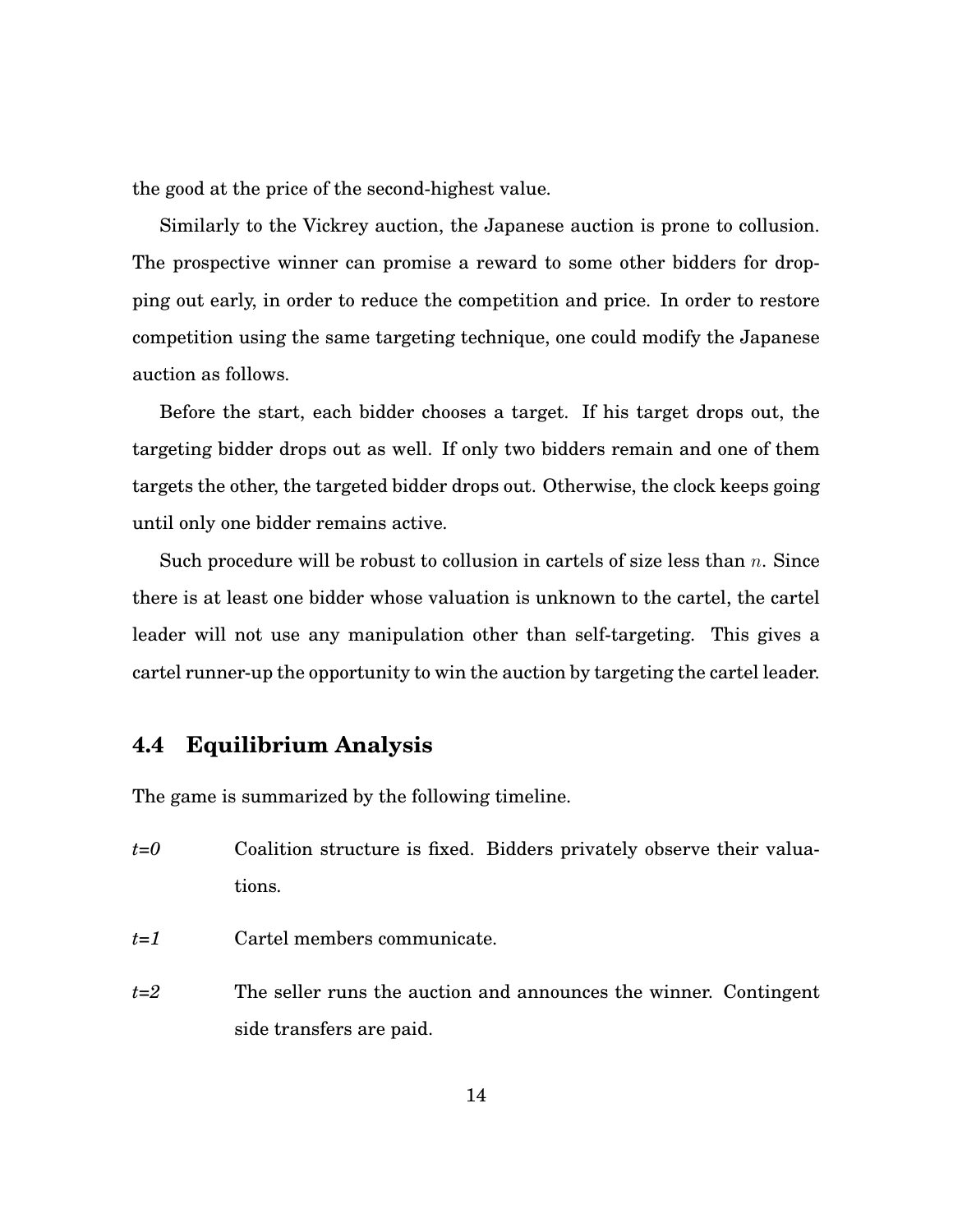the good at the price of the second-highest value.

Similarly to the Vickrey auction, the Japanese auction is prone to collusion. The prospective winner can promise a reward to some other bidders for dropping out early, in order to reduce the competition and price. In order to restore competition using the same targeting technique, one could modify the Japanese auction as follows.

Before the start, each bidder chooses a target. If his target drops out, the targeting bidder drops out as well. If only two bidders remain and one of them targets the other, the targeted bidder drops out. Otherwise, the clock keeps going until only one bidder remains active.

Such procedure will be robust to collusion in cartels of size less than $n$. Since there is at least one bidder whose valuation is unknown to the cartel, the cartel leader will not use any manipulation other than self-targeting. This gives a cartel runner-up the opportunity to win the auction by targeting the cartel leader.

### 4.4 Equilibrium Analysis

The game is summarized by the following timeline.

*t=0* Coalition structure is fixed. Bidders privately observe their valuations.

*t=1* Cartel members communicate.

*t=2* The seller runs the auction and announces the winner. Contingent side transfers are paid.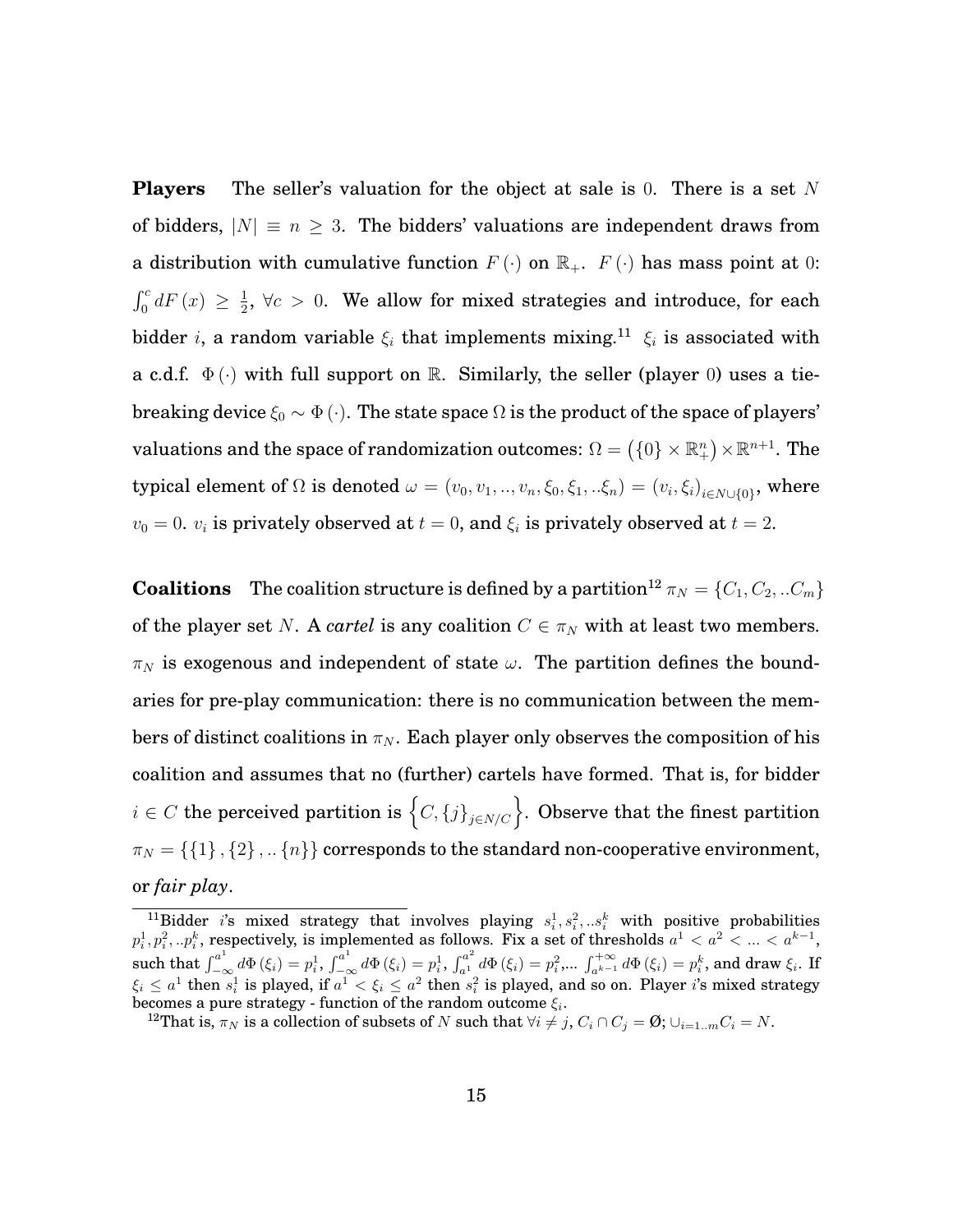**Players** The seller's valuation for the object at sale is 0. There is a set $N$ of bidders, $|N| \equiv n \geq 3$. The bidders' valuations are independent draws from a distribution with cumulative function $F(\cdot)$ on $\mathbb{R}_+$. $F(\cdot)$ has mass point at 0: $\int_0^c dF(x) \geq \frac{1}{2}$, $\forall c > 0$. We allow for mixed strategies and introduce, for each bidder $i$, a random variable $\xi_i$ that implements mixing.[11] $\xi_i$ is associated with a c.d.f. $\Phi(\cdot)$ with full support on $\mathbb{R}$. Similarly, the seller (player 0) uses a tie-breaking device $\xi_0 \sim \Phi(\cdot)$. The state space $\Omega$ is the product of the space of players' valuations and the space of randomization outcomes: $\Omega = \left(\{0\} \times \mathbb{R}_+^n\right) \times \mathbb{R}^{n+1}$. The typical element of $\Omega$ is denoted $\omega = (v_0, v_1, .., v_n, \xi_0, \xi_1, ..\xi_n) = (v_i, \xi_i)_{i \in N \cup \{0\}}$, where $v_0 = 0$. $v_i$ is privately observed at $t = 0$, and $\xi_i$ is privately observed at $t = 2$.

**Coalitions** The coalition structure is defined by a partition[12] $\pi_N = \{C_1, C_2, ..C_m\}$ of the player set $N$. A *cartel* is any coalition $C \in \pi_N$ with at least two members. $\pi_N$ is exogenous and independent of state $\omega$. The partition defines the boundaries for pre-play communication: there is no communication between the members of distinct coalitions in $\pi_N$. Each player only observes the composition of his coalition and assumes that no (further) cartels have formed. That is, for bidder $i \in C$ the perceived partition is $\left\{C, \{j\}_{j \in N/C}\right\}$. Observe that the finest partition $\pi_N = \{\{1\}, \{2\}, ..\{n\}\}$ corresponds to the standard non-cooperative environment, or *fair play*.

---

[11] Bidder $i$'s mixed strategy that involves playing $s_i^1, s_i^2, ..s_i^k$ with positive probabilities $p_i^1, p_i^2, ..p_i^k$, respectively, is implemented as follows. Fix a set of thresholds $a^1 < a^2 < ... < a^{k-1}$, such that $\int_{-\infty}^{a^1} d\Phi(\xi_i) = p_i^1$, $\int_{-\infty}^{a^1} d\Phi(\xi_i) = p_i^1$, $\int_{a^1}^{a^2} d\Phi(\xi_i) = p_i^2$,... $\int_{a^{k-1}}^{+\infty} d\Phi(\xi_i) = p_i^k$, and draw $\xi_i$. If $\xi_i \leq a^1$ then $s_i^1$ is played, if $a^1 < \xi_i \leq a^2$ then $s_i^2$ is played, and so on. Player $i$'s mixed strategy becomes a pure strategy - function of the random outcome $\xi_i$.

[12] That is, $\pi_N$ is a collection of subsets of $N$ such that $\forall i \neq j$, $C_i \cap C_j = \emptyset$; $\cup_{i=1..m} C_i = N$.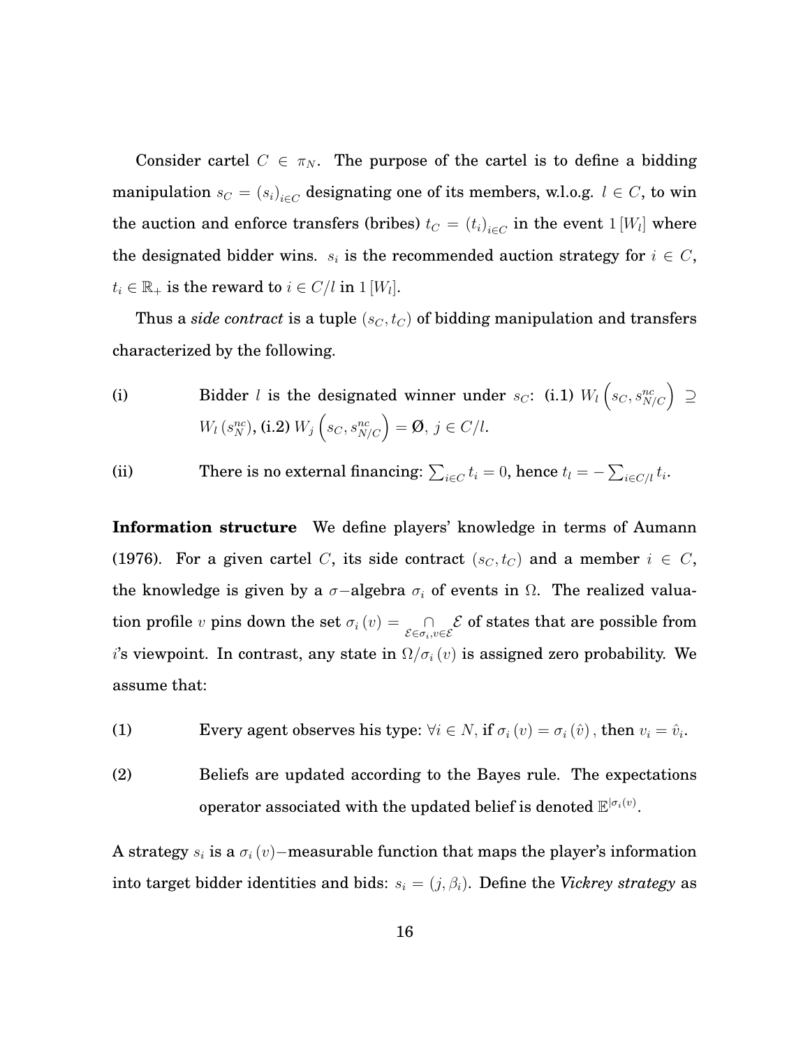Consider cartel $C \in \pi_N$. The purpose of the cartel is to define a bidding manipulation $s_C = (s_i)_{i \in C}$ designating one of its members, w.l.o.g. $l \in C$, to win the auction and enforce transfers (bribes) $t_C = (t_i)_{i \in C}$ in the event $1[W_l]$ where the designated bidder wins. $s_i$ is the recommended auction strategy for $i \in C$, $t_i \in \mathbb{R}_+$ is the reward to $i \in C/l$ in $1[W_l]$.

Thus a *side contract* is a tuple $(s_C, t_C)$ of bidding manipulation and transfers characterized by the following.

(i) Bidder $l$ is the designated winner under $s_C$: (i.1) $W_l\left(s_C, s^{nc}_{N/C}\right) \supseteq W_l\left(s^{nc}_N\right)$, (i.2) $W_j\left(s_C, s^{nc}_{N/C}\right) = \emptyset$, $j \in C/l$.

(ii) There is no external financing: $\sum_{i \in C} t_i = 0$, hence $t_l = -\sum_{i \in C/l} t_i$.

**Information structure** We define players' knowledge in terms of Aumann (1976). For a given cartel $C$, its side contract $(s_C, t_C)$ and a member $i \in C$, the knowledge is given by a $\sigma-$algebra $\sigma_i$ of events in $\Omega$. The realized valuation profile $v$ pins down the set $\sigma_i(v) = \underset{\mathcal{E} \in \sigma_i, v \in \mathcal{E}}{\cap} \mathcal{E}$ of states that are possible from $i$'s viewpoint. In contrast, any state in $\Omega/\sigma_i(v)$ is assigned zero probability. We assume that:

(1) Every agent observes his type: $\forall i \in N$, if $\sigma_i(v) = \sigma_i(\hat{v})$, then $v_i = \hat{v}_i$.

(2) Beliefs are updated according to the Bayes rule. The expectations operator associated with the updated belief is denoted $\mathbb{E}^{|\sigma_i(v)}$.

A strategy $s_i$ is a $\sigma_i(v)-$measurable function that maps the player's information into target bidder identities and bids: $s_i = (j, \beta_i)$. Define the *Vickrey strategy* as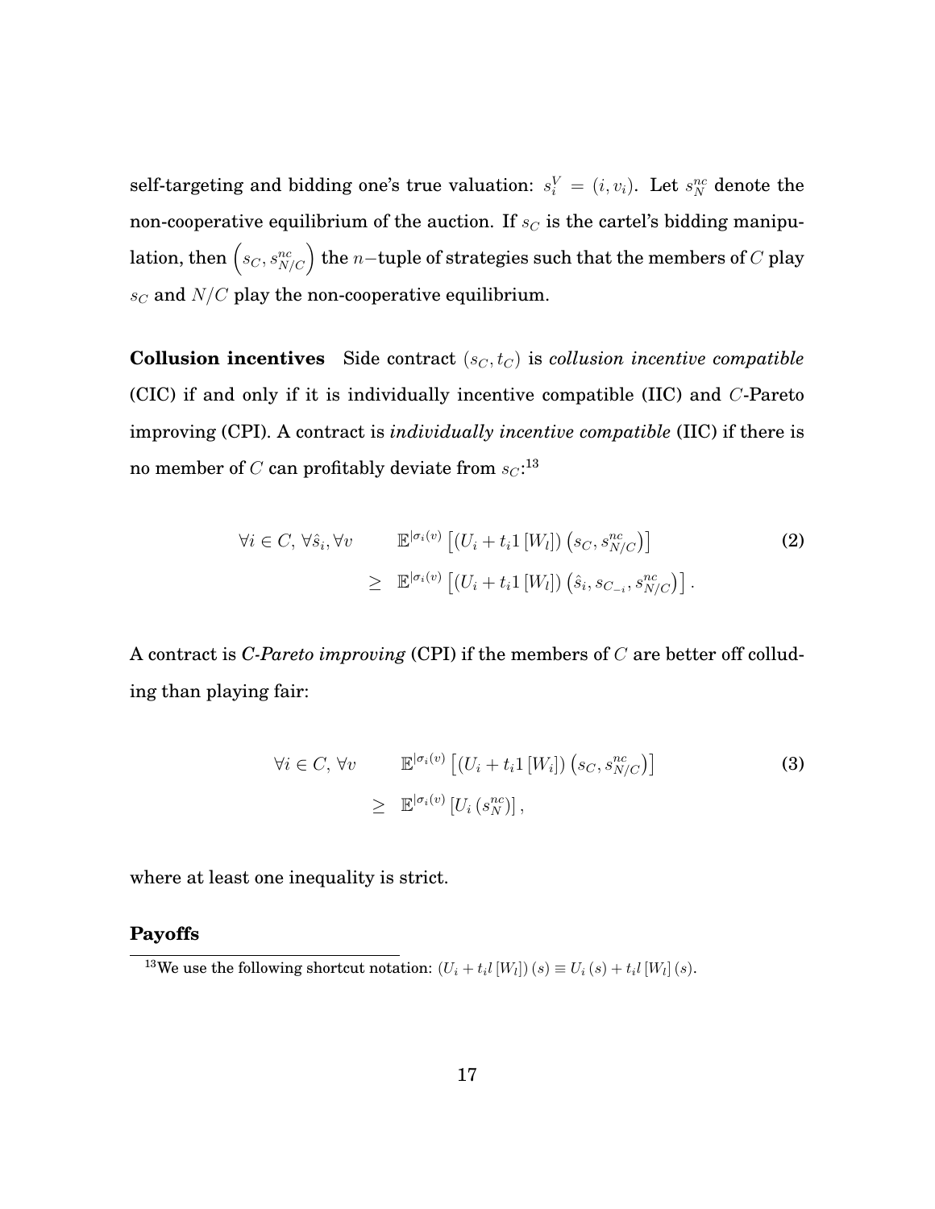self-targeting and bidding one's true valuation: $s_i^V = (i, v_i)$. Let $s_N^{nc}$ denote the non-cooperative equilibrium of the auction. If $s_C$ is the cartel's bidding manipulation, then $\left(s_C, s_{N/C}^{nc}\right)$ the $n-$tuple of strategies such that the members of $C$ play $s_C$ and $N/C$ play the non-cooperative equilibrium.

**Collusion incentives** Side contract $(s_C, t_C)$ is *collusion incentive compatible* (CIC) if and only if it is individually incentive compatible (IIC) and $C$-Pareto improving (CPI). A contract is *individually incentive compatible* (IIC) if there is no member of $C$ can profitably deviate from $s_C$:[13]

$$\begin{aligned} \forall i \in C, \forall \hat{s}_i, \forall v \qquad & \mathbb{E}^{|\sigma_i(v)} \left[ \left(U_i + t_i 1\left[W_l\right]\right)\left(s_C, s_{N/C}^{nc}\right) \right] \\ \geq \quad & \mathbb{E}^{|\sigma_i(v)} \left[ \left(U_i + t_i 1\left[W_l\right]\right)\left(\hat{s}_i, s_{C_{-i}}, s_{N/C}^{nc}\right) \right]. \end{aligned} \tag{2}$$

A contract is *C-Pareto improving* (CPI) if the members of $C$ are better off colluding than playing fair:

$$\begin{aligned} \forall i \in C, \forall v \qquad & \mathbb{E}^{|\sigma_i(v)} \left[ \left(U_i + t_i 1\left[W_i\right]\right)\left(s_C, s_{N/C}^{nc}\right) \right] \\ \geq \quad & \mathbb{E}^{|\sigma_i(v)} \left[ U_i\left(s_N^{nc}\right) \right], \end{aligned} \tag{3}$$

where at least one inequality is strict.

**Payoffs**

[13] We use the following shortcut notation: $\left(U_i + t_i l\left[W_l\right]\right)(s) \equiv U_i(s) + t_i l\left[W_l\right](s)$.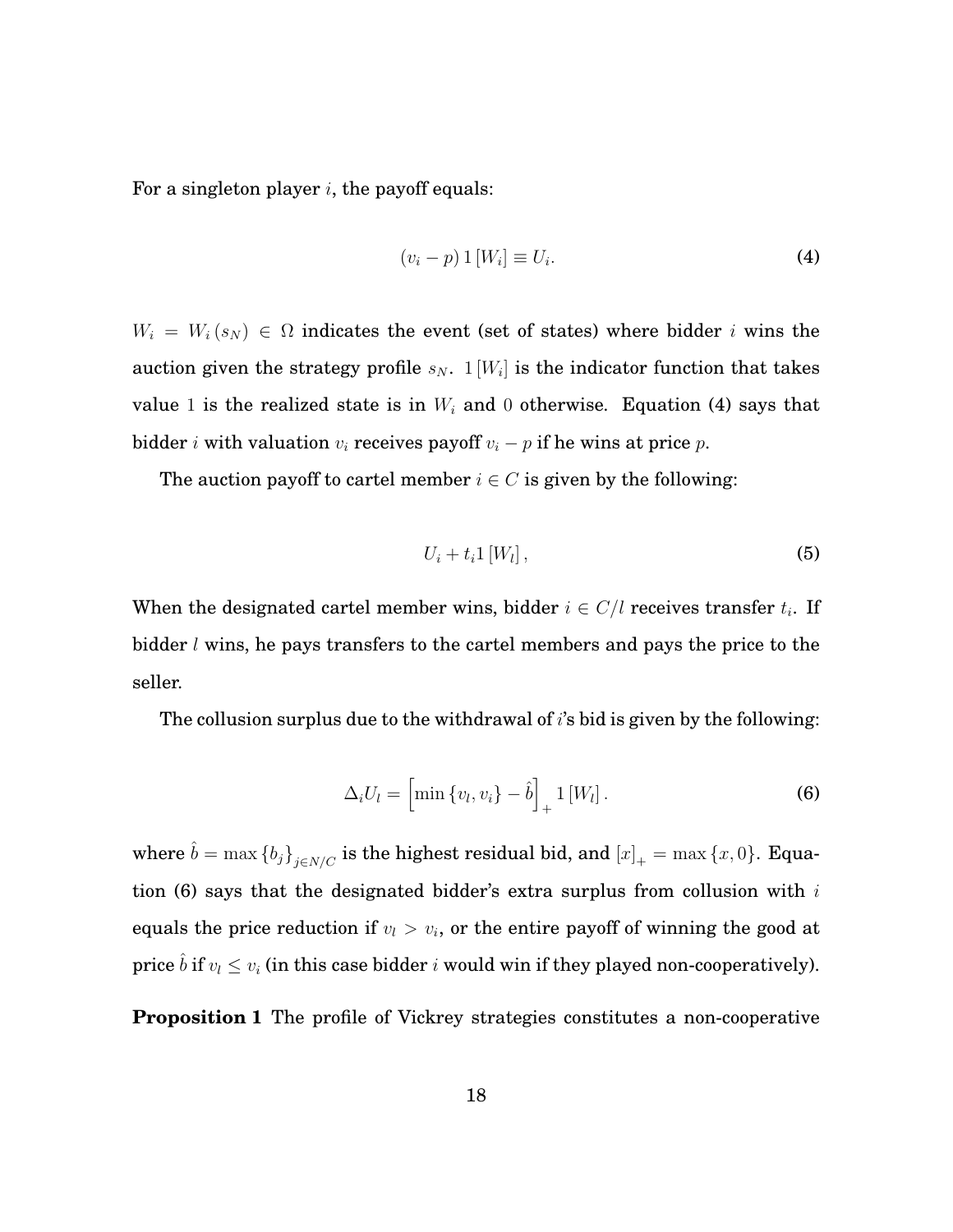For a singleton player $i$, the payoff equals:

$$(v_i - p)\, 1\,[W_i] \equiv U_i. \tag{4}$$

$W_i = W_i(s_N) \in \Omega$ indicates the event (set of states) where bidder $i$ wins the auction given the strategy profile $s_N$. $1\,[W_i]$ is the indicator function that takes value 1 is the realized state is in $W_i$ and 0 otherwise. Equation (4) says that bidder $i$ with valuation $v_i$ receives payoff $v_i - p$ if he wins at price $p$.

The auction payoff to cartel member $i \in C$ is given by the following:

$$U_i + t_i 1\,[W_l]\,, \tag{5}$$

When the designated cartel member wins, bidder $i \in C/l$ receives transfer $t_i$. If bidder $l$ wins, he pays transfers to the cartel members and pays the price to the seller.

The collusion surplus due to the withdrawal of $i$'s bid is given by the following:

$$\Delta_i U_l = \left[\min\{v_l, v_i\} - \hat{b}\right]_+ 1\,[W_l]\,. \tag{6}$$

where $\hat{b} = \max\{b_j\}_{j \in N/C}$ is the highest residual bid, and $[x]_+ = \max\{x, 0\}$. Equation (6) says that the designated bidder's extra surplus from collusion with $i$ equals the price reduction if $v_l > v_i$, or the entire payoff of winning the good at price $\hat{b}$ if $v_l \leq v_i$ (in this case bidder $i$ would win if they played non-cooperatively).

**Proposition 1** The profile of Vickrey strategies constitutes a non-cooperative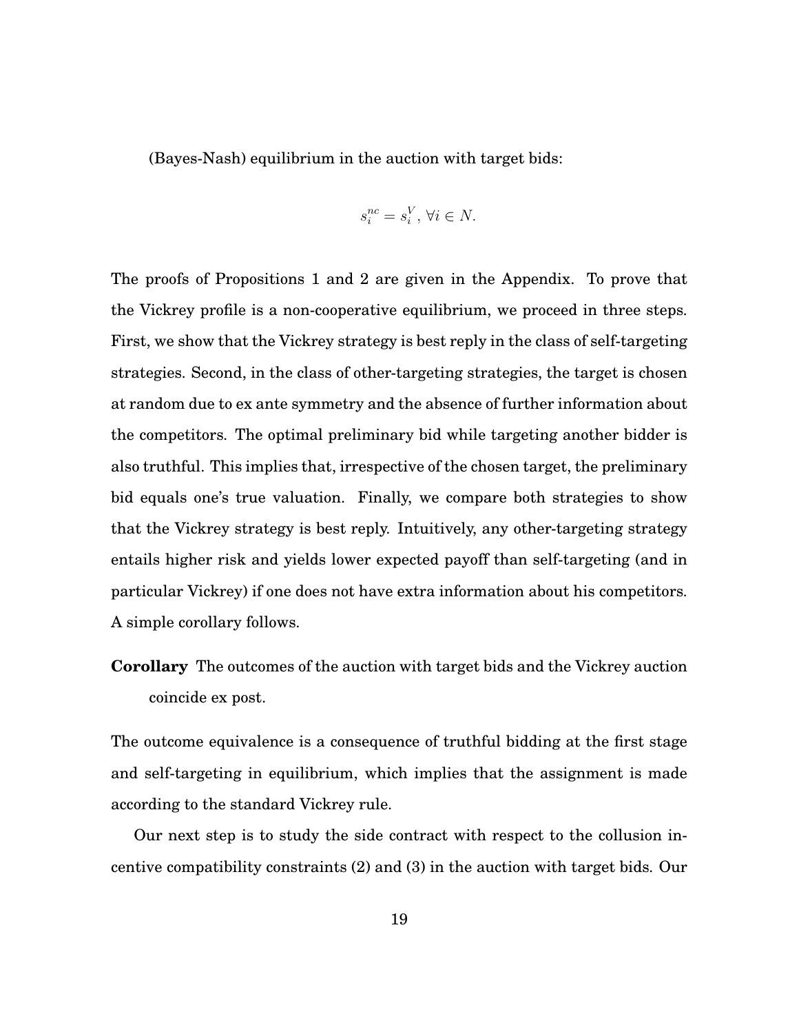(Bayes-Nash) equilibrium in the auction with target bids:

$$s_i^{nc} = s_i^V, \forall i \in N.$$

The proofs of Propositions 1 and 2 are given in the Appendix. To prove that the Vickrey profile is a non-cooperative equilibrium, we proceed in three steps. First, we show that the Vickrey strategy is best reply in the class of self-targeting strategies. Second, in the class of other-targeting strategies, the target is chosen at random due to ex ante symmetry and the absence of further information about the competitors. The optimal preliminary bid while targeting another bidder is also truthful. This implies that, irrespective of the chosen target, the preliminary bid equals one's true valuation. Finally, we compare both strategies to show that the Vickrey strategy is best reply. Intuitively, any other-targeting strategy entails higher risk and yields lower expected payoff than self-targeting (and in particular Vickrey) if one does not have extra information about his competitors. A simple corollary follows.

**Corollary** The outcomes of the auction with target bids and the Vickrey auction coincide ex post.

The outcome equivalence is a consequence of truthful bidding at the first stage and self-targeting in equilibrium, which implies that the assignment is made according to the standard Vickrey rule.

Our next step is to study the side contract with respect to the collusion incentive compatibility constraints (2) and (3) in the auction with target bids. Our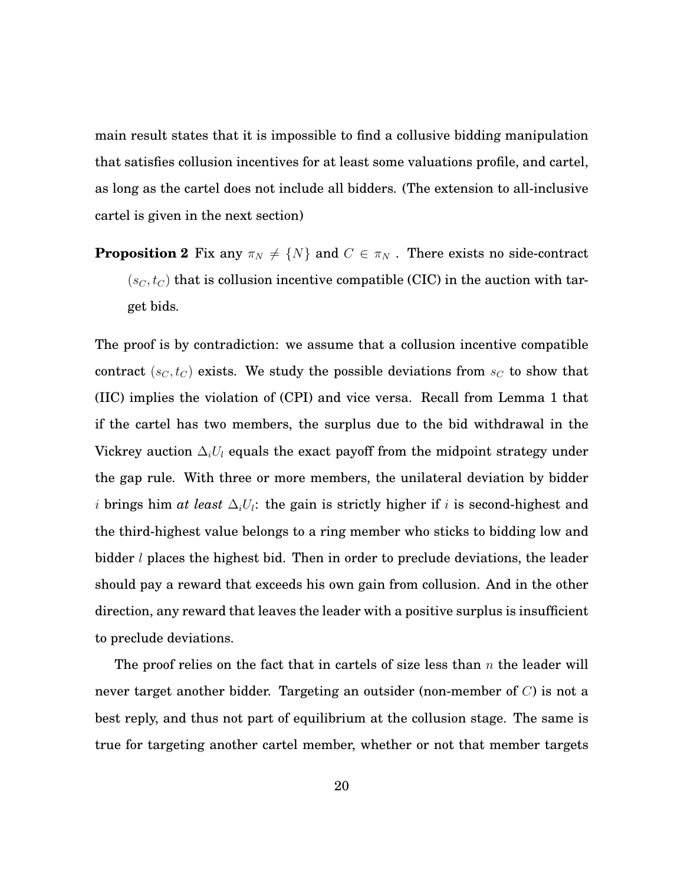main result states that it is impossible to find a collusive bidding manipulation that satisfies collusion incentives for at least some valuations profile, and cartel, as long as the cartel does not include all bidders. (The extension to all-inclusive cartel is given in the next section)

**Proposition 2** Fix any $\pi_N \neq \{N\}$ and $C \in \pi_N$ . There exists no side-contract $(s_C, t_C)$ that is collusion incentive compatible (CIC) in the auction with target bids.

The proof is by contradiction: we assume that a collusion incentive compatible contract $(s_C, t_C)$ exists. We study the possible deviations from $s_C$ to show that (IIC) implies the violation of (CPI) and vice versa. Recall from Lemma 1 that if the cartel has two members, the surplus due to the bid withdrawal in the Vickrey auction $\Delta_i U_l$ equals the exact payoff from the midpoint strategy under the gap rule. With three or more members, the unilateral deviation by bidder $i$ brings him *at least* $\Delta_i U_l$: the gain is strictly higher if $i$ is second-highest and the third-highest value belongs to a ring member who sticks to bidding low and bidder $l$ places the highest bid. Then in order to preclude deviations, the leader should pay a reward that exceeds his own gain from collusion. And in the other direction, any reward that leaves the leader with a positive surplus is insufficient to preclude deviations.

The proof relies on the fact that in cartels of size less than $n$ the leader will never target another bidder. Targeting an outsider (non-member of $C$) is not a best reply, and thus not part of equilibrium at the collusion stage. The same is true for targeting another cartel member, whether or not that member targets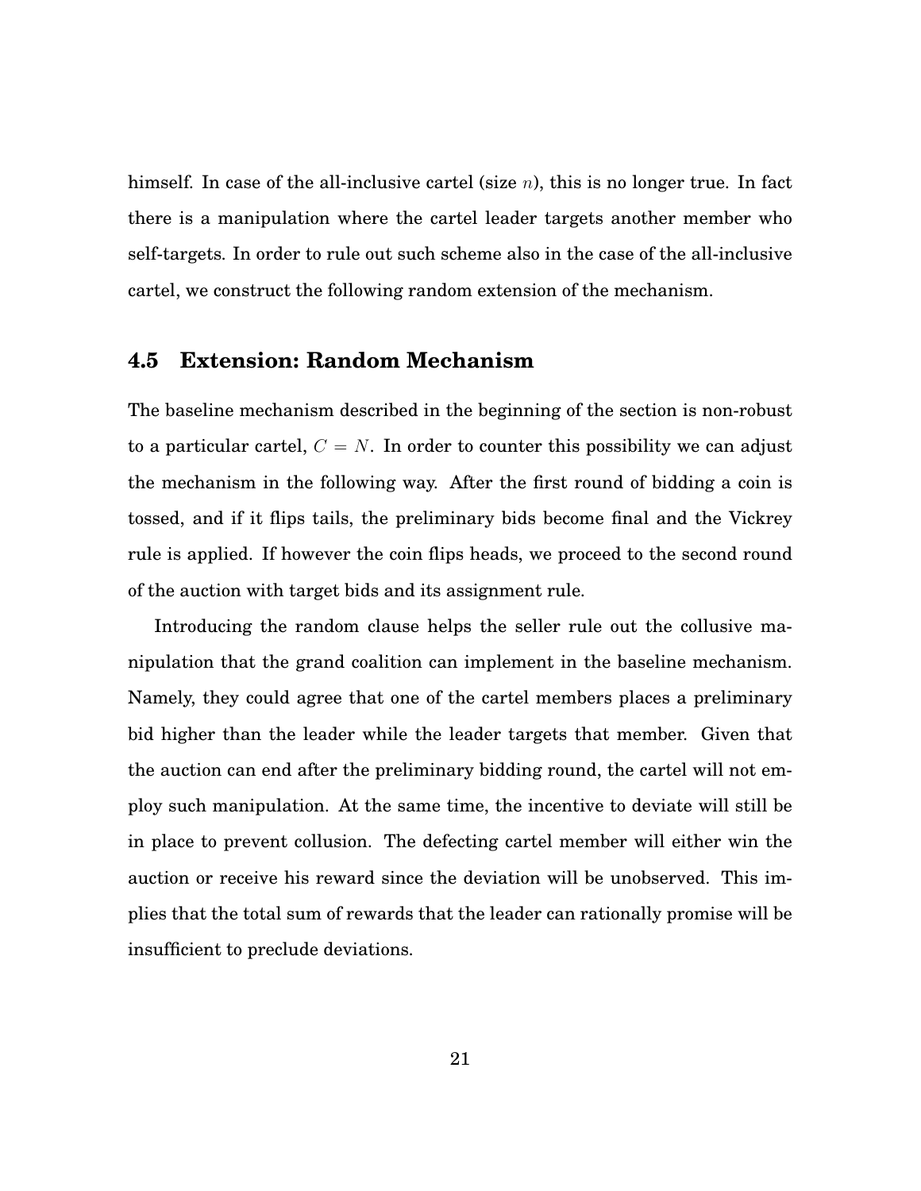himself. In case of the all-inclusive cartel (size $n$), this is no longer true. In fact there is a manipulation where the cartel leader targets another member who self-targets. In order to rule out such scheme also in the case of the all-inclusive cartel, we construct the following random extension of the mechanism.

### 4.5 Extension: Random Mechanism

The baseline mechanism described in the beginning of the section is non-robust to a particular cartel, $C = N$. In order to counter this possibility we can adjust the mechanism in the following way. After the first round of bidding a coin is tossed, and if it flips tails, the preliminary bids become final and the Vickrey rule is applied. If however the coin flips heads, we proceed to the second round of the auction with target bids and its assignment rule.

Introducing the random clause helps the seller rule out the collusive manipulation that the grand coalition can implement in the baseline mechanism. Namely, they could agree that one of the cartel members places a preliminary bid higher than the leader while the leader targets that member. Given that the auction can end after the preliminary bidding round, the cartel will not employ such manipulation. At the same time, the incentive to deviate will still be in place to prevent collusion. The defecting cartel member will either win the auction or receive his reward since the deviation will be unobserved. This implies that the total sum of rewards that the leader can rationally promise will be insufficient to preclude deviations.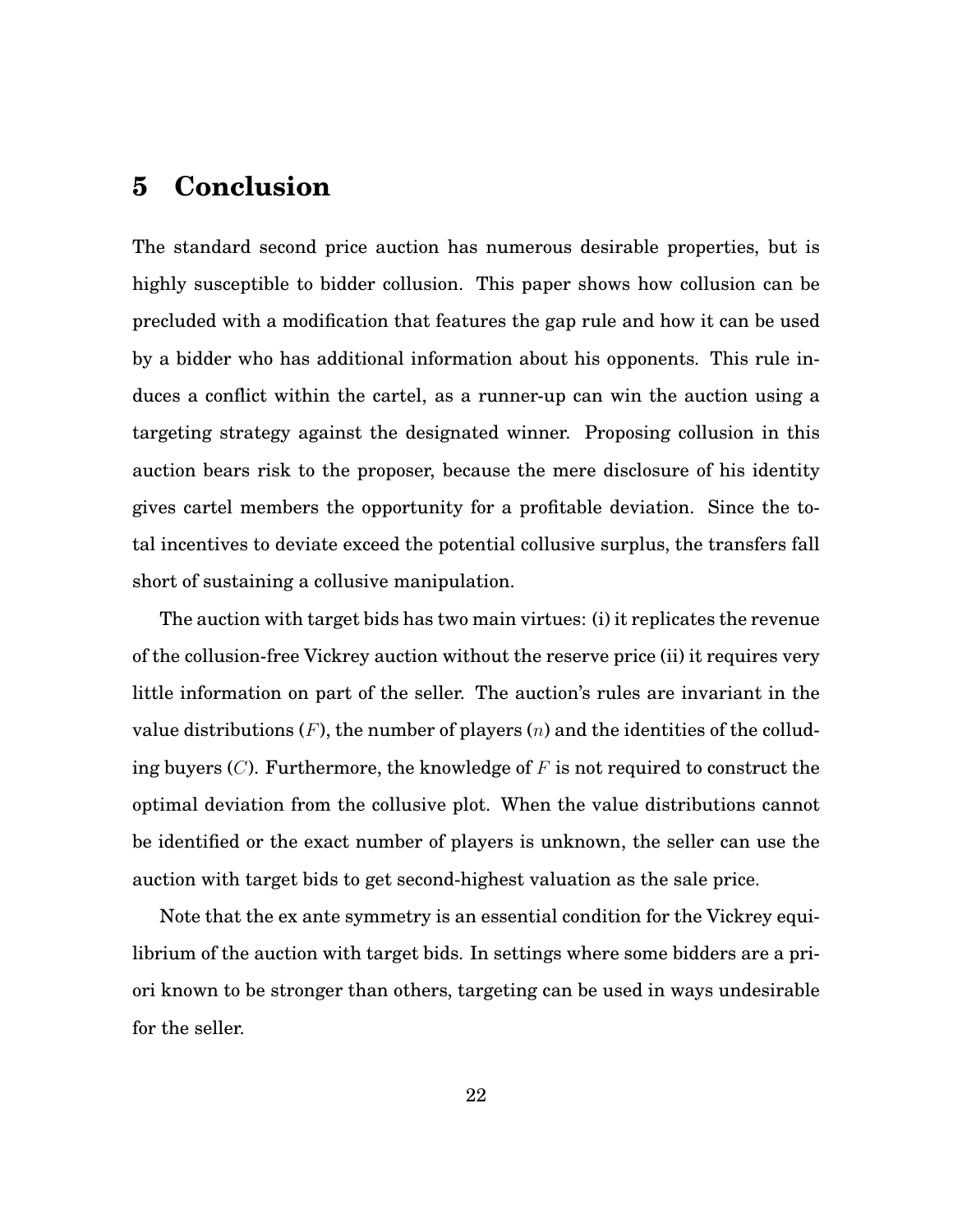# 5 Conclusion

The standard second price auction has numerous desirable properties, but is highly susceptible to bidder collusion. This paper shows how collusion can be precluded with a modification that features the gap rule and how it can be used by a bidder who has additional information about his opponents. This rule induces a conflict within the cartel, as a runner-up can win the auction using a targeting strategy against the designated winner. Proposing collusion in this auction bears risk to the proposer, because the mere disclosure of his identity gives cartel members the opportunity for a profitable deviation. Since the total incentives to deviate exceed the potential collusive surplus, the transfers fall short of sustaining a collusive manipulation.

The auction with target bids has two main virtues: (i) it replicates the revenue of the collusion-free Vickrey auction without the reserve price (ii) it requires very little information on part of the seller. The auction's rules are invariant in the value distributions ($F$), the number of players ($n$) and the identities of the colluding buyers ($C$). Furthermore, the knowledge of $F$ is not required to construct the optimal deviation from the collusive plot. When the value distributions cannot be identified or the exact number of players is unknown, the seller can use the auction with target bids to get second-highest valuation as the sale price.

Note that the ex ante symmetry is an essential condition for the Vickrey equilibrium of the auction with target bids. In settings where some bidders are a priori known to be stronger than others, targeting can be used in ways undesirable for the seller.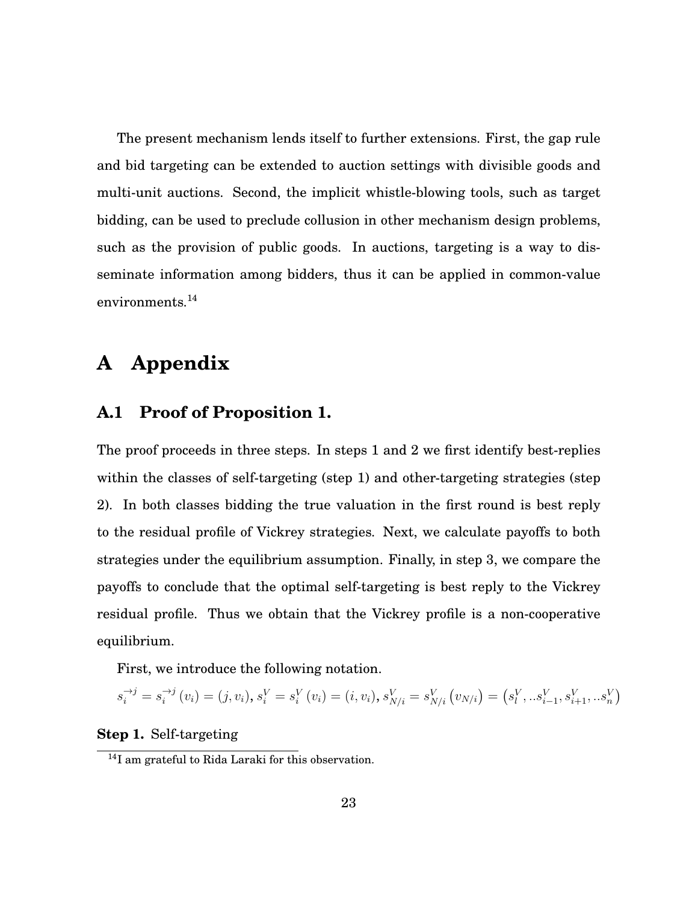The present mechanism lends itself to further extensions. First, the gap rule and bid targeting can be extended to auction settings with divisible goods and multi-unit auctions. Second, the implicit whistle-blowing tools, such as target bidding, can be used to preclude collusion in other mechanism design problems, such as the provision of public goods. In auctions, targeting is a way to disseminate information among bidders, thus it can be applied in common-value environments.[14]

# A Appendix

## A.1 Proof of Proposition 1.

The proof proceeds in three steps. In steps 1 and 2 we first identify best-replies within the classes of self-targeting (step 1) and other-targeting strategies (step 2). In both classes bidding the true valuation in the first round is best reply to the residual profile of Vickrey strategies. Next, we calculate payoffs to both strategies under the equilibrium assumption. Finally, in step 3, we compare the payoffs to conclude that the optimal self-targeting is best reply to the Vickrey residual profile. Thus we obtain that the Vickrey profile is a non-cooperative equilibrium.

First, we introduce the following notation.

$s_i^{\to j} = s_i^{\to j}(v_i) = (j, v_i)$, $s_i^V = s_i^V(v_i) = (i, v_i)$, $s_{N/i}^V = s_{N/i}^V(v_{N/i}) = \left(s_l^V, ..s_{i-1}^V, s_{i+1}^V, ..s_n^V\right)$

**Step 1.** Self-targeting

[14] I am grateful to Rida Laraki for this observation.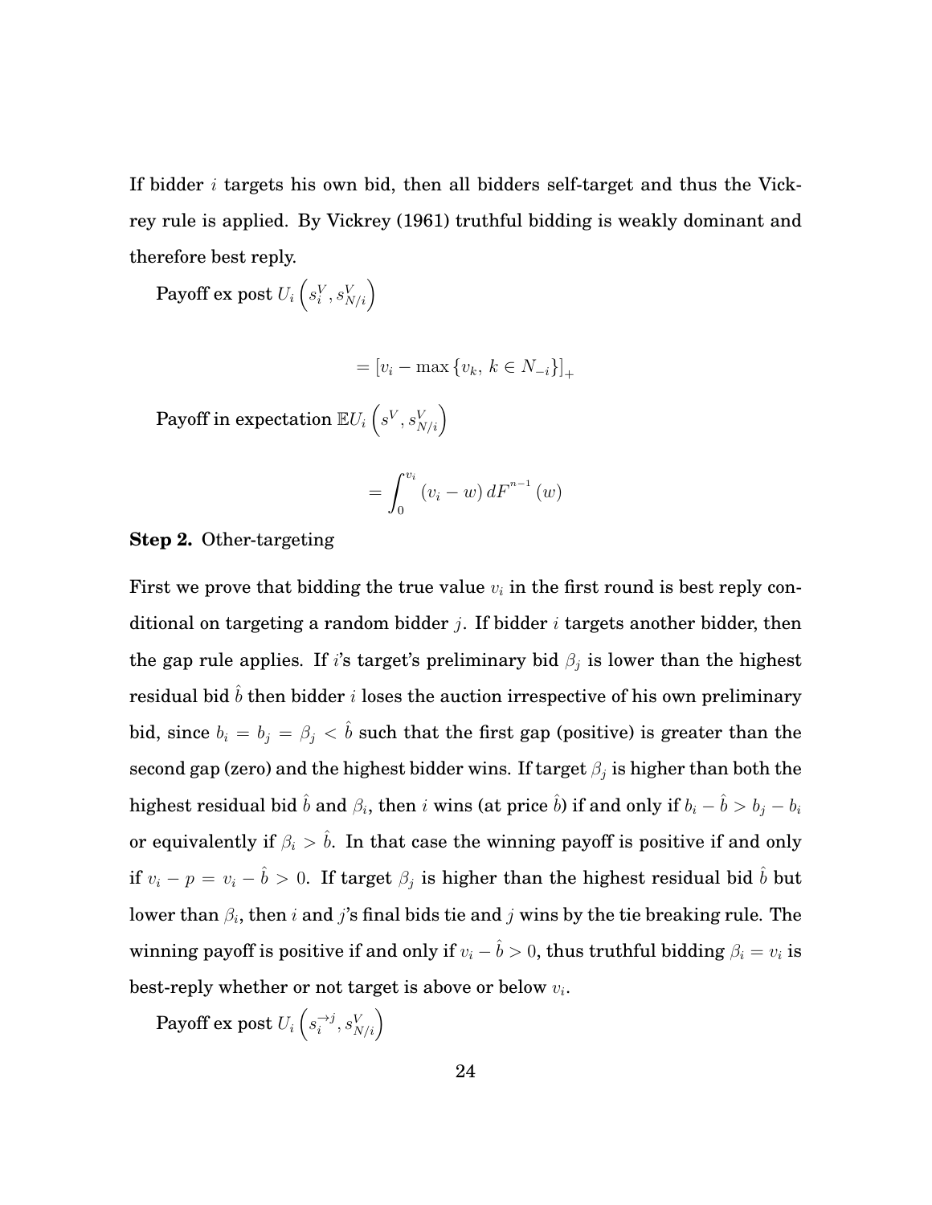If bidder $i$ targets his own bid, then all bidders self-target and thus the Vickrey rule is applied. By Vickrey (1961) truthful bidding is weakly dominant and therefore best reply.

Payoff ex post $U_i\left(s_i^V, s_{N/i}^V\right)$

$$= \left[v_i - \max\left\{v_k,\ k \in N_{-i}\right\}\right]_+$$

Payoff in expectation $\mathbb{E}U_i\left(s^V, s_{N/i}^V\right)$

$$= \int_0^{v_i} \left(v_i - w\right) dF^{n-1}\left(w\right)$$

**Step 2.** Other-targeting

First we prove that bidding the true value $v_i$ in the first round is best reply conditional on targeting a random bidder $j$. If bidder $i$ targets another bidder, then the gap rule applies. If $i$'s target's preliminary bid $\beta_j$ is lower than the highest residual bid $\hat{b}$ then bidder $i$ loses the auction irrespective of his own preliminary bid, since $b_i = b_j = \beta_j < \hat{b}$ such that the first gap (positive) is greater than the second gap (zero) and the highest bidder wins. If target $\beta_j$ is higher than both the highest residual bid $\hat{b}$ and $\beta_i$, then $i$ wins (at price $\hat{b}$) if and only if $b_i - \hat{b} > b_j - b_i$ or equivalently if $\beta_i > \hat{b}$. In that case the winning payoff is positive if and only if $v_i - p = v_i - \hat{b} > 0$. If target $\beta_j$ is higher than the highest residual bid $\hat{b}$ but lower than $\beta_i$, then $i$ and $j$'s final bids tie and $j$ wins by the tie breaking rule. The winning payoff is positive if and only if $v_i - \hat{b} > 0$, thus truthful bidding $\beta_i = v_i$ is best-reply whether or not target is above or below $v_i$.

Payoff ex post $U_i\left(s_i^{\rightarrow j}, s_{N/i}^V\right)$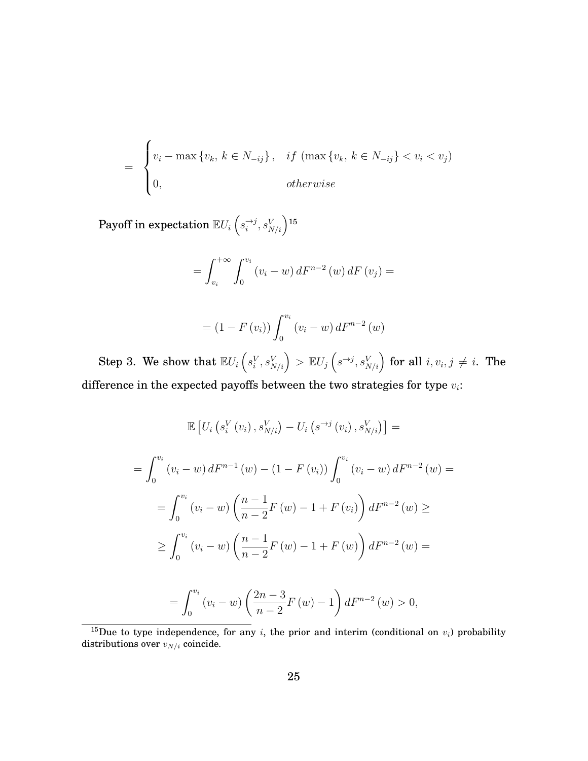$$= \begin{cases} v_i - \max\{v_k,\, k \in N_{-ij}\}, & if\ (\max\{v_k,\, k \in N_{-ij}\} < v_i < v_j) \\ 0, & otherwise \end{cases}$$

**Payoff in expectation $\mathbb{E}U_i\left(s_i^{\to j}, s_{N/i}^V\right)$**[15]

$$= \int_{v_i}^{+\infty} \int_0^{v_i} (v_i - w)\, dF^{n-2}(w)\, dF(v_j) =$$

$$= (1 - F(v_i)) \int_0^{v_i} (v_i - w)\, dF^{n-2}(w)$$

**Step 3. We show that $\mathbb{E}U_i\left(s_i^V, s_{N/i}^V\right) > \mathbb{E}U_j\left(s^{\to j}, s_{N/i}^V\right)$ for all $i, v_i, j \neq i$. The difference in the expected payoffs between the two strategies for type $v_i$:**

$$\mathbb{E}\left[U_i\left(s_i^V(v_i), s_{N/i}^V\right) - U_i\left(s^{\to j}(v_i), s_{N/i}^V\right)\right] =$$

$$= \int_0^{v_i} (v_i - w)\, dF^{n-1}(w) - (1 - F(v_i)) \int_0^{v_i} (v_i - w)\, dF^{n-2}(w) =$$

$$= \int_0^{v_i} (v_i - w) \left(\frac{n-1}{n-2} F(w) - 1 + F(v_i)\right) dF^{n-2}(w) \geq$$

$$\geq \int_0^{v_i} (v_i - w) \left(\frac{n-1}{n-2} F(w) - 1 + F(w)\right) dF^{n-2}(w) =$$

$$= \int_0^{v_i} (v_i - w) \left(\frac{2n-3}{n-2} F(w) - 1\right) dF^{n-2}(w) > 0,$$

[15] Due to type independence, for any $i$, the prior and interim (conditional on $v_i$) probability distributions over $v_{N/i}$ coincide.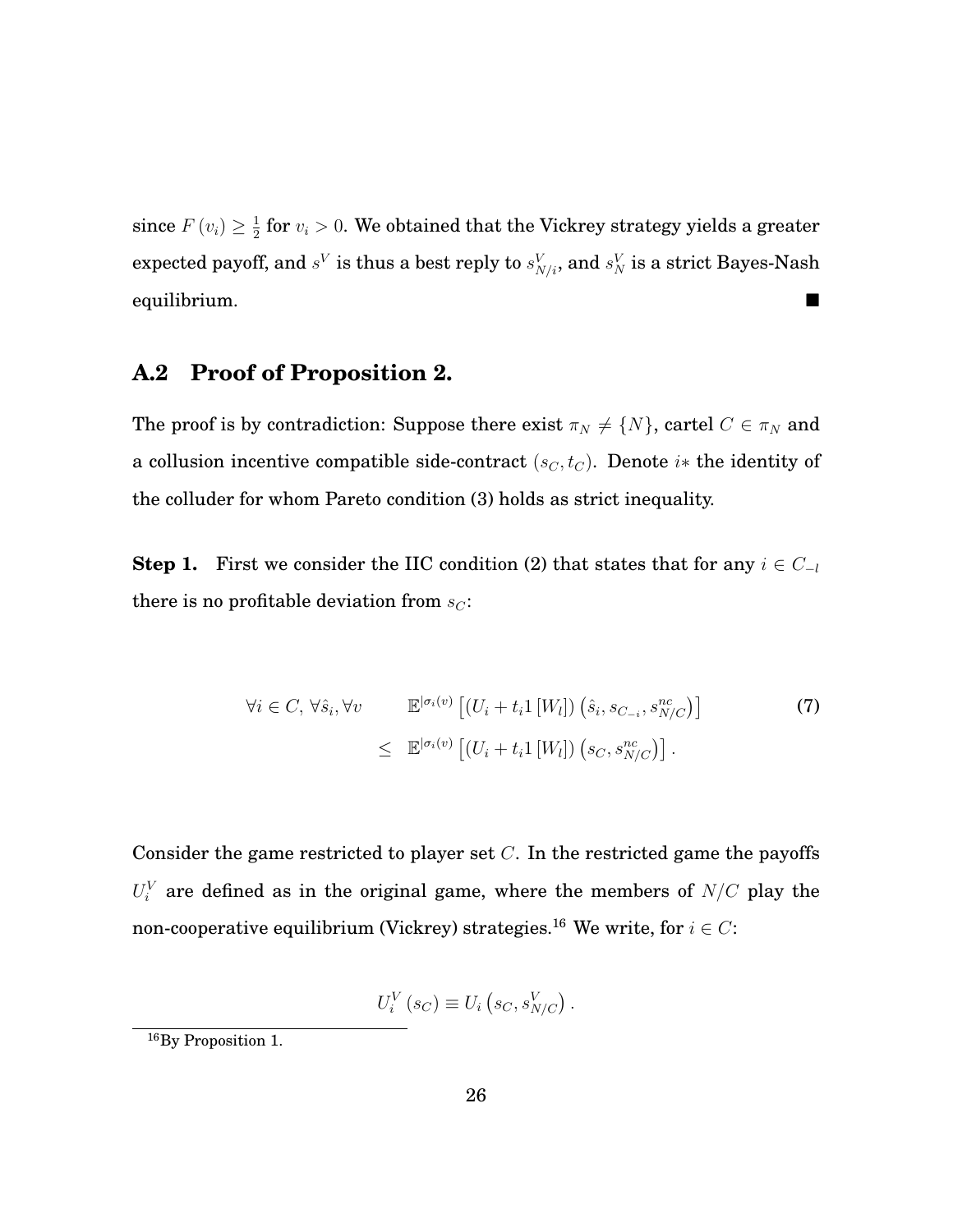since $F(v_i) \geq \frac{1}{2}$ for $v_i > 0$. We obtained that the Vickrey strategy yields a greater expected payoff, and $s^V$ is thus a best reply to $s^V_{N/i}$, and $s^V_N$ is a strict Bayes-Nash equilibrium. ■

## A.2 Proof of Proposition 2.

The proof is by contradiction: Suppose there exist $\pi_N \neq \{N\}$, cartel $C \in \pi_N$ and a collusion incentive compatible side-contract $(s_C, t_C)$. Denote $i*$ the identity of the colluder for whom Pareto condition (3) holds as strict inequality.

**Step 1.** First we consider the IIC condition (2) that states that for any $i \in C_{-l}$ there is no profitable deviation from $s_C$:

$$\forall i \in C, \forall \hat{s}_i, \forall v \qquad \mathbb{E}^{|\sigma_i(v)} \left[ (U_i + t_i 1 [W_l]) \left( \hat{s}_i, s_{C_{-i}}, s^{nc}_{N/C} \right) \right] \tag{7}$$
$$\leq \quad \mathbb{E}^{|\sigma_i(v)} \left[ (U_i + t_i 1 [W_l]) \left( s_C, s^{nc}_{N/C} \right) \right].$$

Consider the game restricted to player set $C$. In the restricted game the payoffs $U^V_i$ are defined as in the original game, where the members of $N/C$ play the non-cooperative equilibrium (Vickrey) strategies.[16] We write, for $i \in C$:

$$U^V_i(s_C) \equiv U_i \left( s_C, s^V_{N/C} \right).$$

[16] By Proposition 1.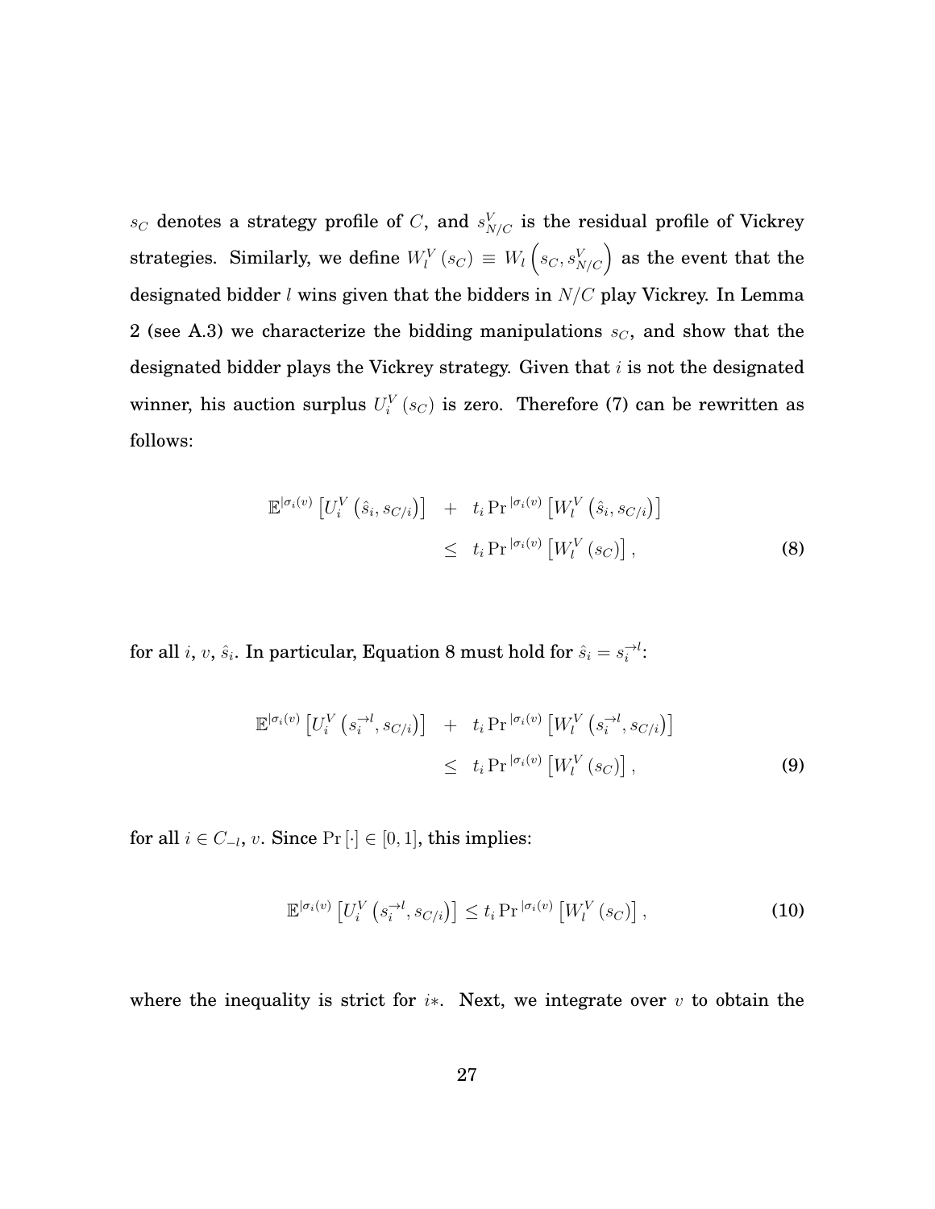$s_C$ denotes a strategy profile of $C$, and $s^V_{N/C}$ is the residual profile of Vickrey strategies. Similarly, we define $W^V_l(s_C) \equiv W_l\left(s_C, s^V_{N/C}\right)$ as the event that the designated bidder $l$ wins given that the bidders in $N/C$ play Vickrey. In Lemma 2 (see A.3) we characterize the bidding manipulations $s_C$, and show that the designated bidder plays the Vickrey strategy. Given that $i$ is not the designated winner, his auction surplus $U^V_i(s_C)$ is zero. Therefore (7) can be rewritten as follows:

$$
\begin{aligned}
\mathbb{E}^{|\sigma_i(v)}\left[U^V_i\left(\hat{s}_i, s_{C/i}\right)\right] \quad &+ \quad t_i \Pr{}^{|\sigma_i(v)}\left[W^V_l\left(\hat{s}_i, s_{C/i}\right)\right] \\
&\leq \quad t_i \Pr{}^{|\sigma_i(v)}\left[W^V_l\left(s_C\right)\right],
\end{aligned} \tag{8}
$$

for all $i$, $v$, $\hat{s}_i$. In particular, Equation 8 must hold for $\hat{s}_i = s^{\to l}_i$:

$$
\begin{aligned}
\mathbb{E}^{|\sigma_i(v)}\left[U^V_i\left(s^{\to l}_i, s_{C/i}\right)\right] \quad &+ \quad t_i \Pr{}^{|\sigma_i(v)}\left[W^V_l\left(s^{\to l}_i, s_{C/i}\right)\right] \\
&\leq \quad t_i \Pr{}^{|\sigma_i(v)}\left[W^V_l\left(s_C\right)\right],
\end{aligned} \tag{9}
$$

for all $i \in C_{-l}$, $v$. Since $\Pr[\cdot] \in [0,1]$, this implies:

$$
\mathbb{E}^{|\sigma_i(v)}\left[U^V_i\left(s^{\to l}_i, s_{C/i}\right)\right] \leq t_i \Pr{}^{|\sigma_i(v)}\left[W^V_l\left(s_C\right)\right], \tag{10}
$$

where the inequality is strict for $i*$. Next, we integrate over $v$ to obtain the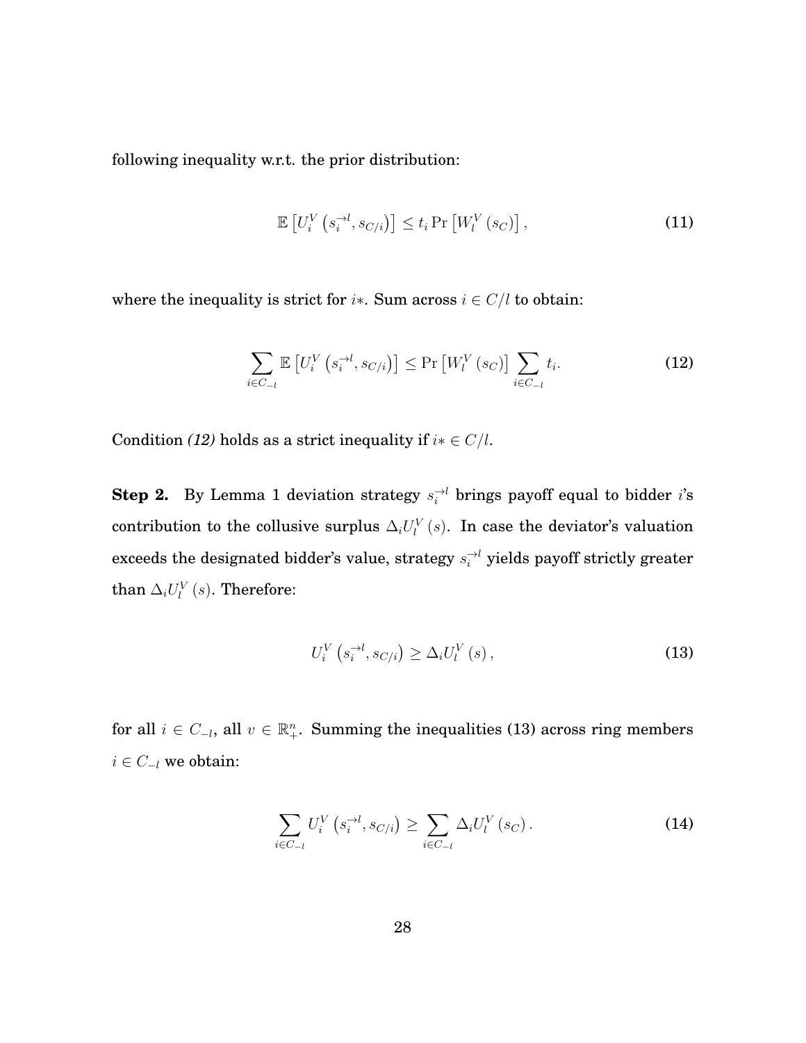following inequality w.r.t. the prior distribution:

$$\mathbb{E}\left[U_i^V\left(s_i^{\to l}, s_{C/i}\right)\right] \leq t_i \Pr\left[W_l^V\left(s_C\right)\right], \tag{11}$$

where the inequality is strict for $i*$. Sum across $i \in C/l$ to obtain:

$$\sum_{i \in C_{-l}} \mathbb{E}\left[U_i^V\left(s_i^{\to l}, s_{C/i}\right)\right] \leq \Pr\left[W_l^V\left(s_C\right)\right] \sum_{i \in C_{-l}} t_i. \tag{12}$$

Condition *(12)* holds as a strict inequality if $i* \in C/l$.

**Step 2.** By Lemma 1 deviation strategy $s_i^{\to l}$ brings payoff equal to bidder $i$'s contribution to the collusive surplus $\Delta_i U_l^V(s)$. In case the deviator's valuation exceeds the designated bidder's value, strategy $s_i^{\to l}$ yields payoff strictly greater than $\Delta_i U_l^V(s)$. Therefore:

$$U_i^V\left(s_i^{\to l}, s_{C/i}\right) \geq \Delta_i U_l^V(s), \tag{13}$$

for all $i \in C_{-l}$, all $v \in \mathbb{R}_+^n$. Summing the inequalities (13) across ring members $i \in C_{-l}$ we obtain:

$$\sum_{i \in C_{-l}} U_i^V\left(s_i^{\to l}, s_{C/i}\right) \geq \sum_{i \in C_{-l}} \Delta_i U_l^V\left(s_C\right). \tag{14}$$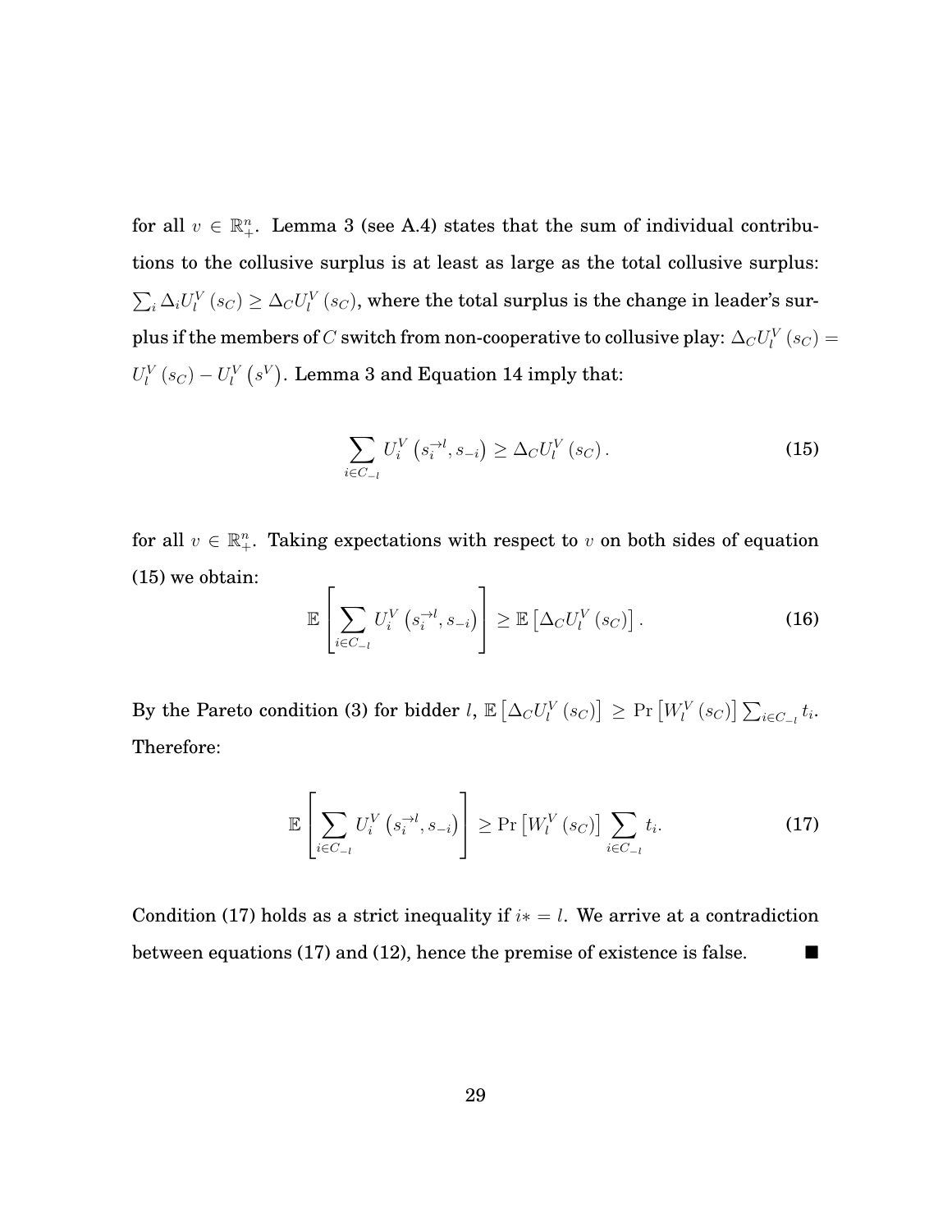for all $v \in \mathbb{R}_+^n$. Lemma 3 (see A.4) states that the sum of individual contributions to the collusive surplus is at least as large as the total collusive surplus: $\sum_i \Delta_i U_l^V(s_C) \geq \Delta_C U_l^V(s_C)$, where the total surplus is the change in leader's surplus if the members of $C$ switch from non-cooperative to collusive play: $\Delta_C U_l^V(s_C) = U_l^V(s_C) - U_l^V(s^V)$. Lemma 3 and Equation 14 imply that:

$$\sum_{i \in C_{-l}} U_i^V\left(s_i^{\rightarrow l}, s_{-i}\right) \geq \Delta_C U_l^V(s_C). \tag{15}$$

for all $v \in \mathbb{R}_+^n$. Taking expectations with respect to $v$ on both sides of equation (15) we obtain:

$$\mathbb{E}\left[\sum_{i \in C_{-l}} U_i^V\left(s_i^{\rightarrow l}, s_{-i}\right)\right] \geq \mathbb{E}\left[\Delta_C U_l^V(s_C)\right]. \tag{16}$$

By the Pareto condition (3) for bidder $l$, $\mathbb{E}\left[\Delta_C U_l^V(s_C)\right] \geq \Pr\left[W_l^V(s_C)\right] \sum_{i \in C_{-l}} t_i$. Therefore:

$$\mathbb{E}\left[\sum_{i \in C_{-l}} U_i^V\left(s_i^{\rightarrow l}, s_{-i}\right)\right] \geq \Pr\left[W_l^V(s_C)\right] \sum_{i \in C_{-l}} t_i. \tag{17}$$

Condition (17) holds as a strict inequality if $i* = l$. We arrive at a contradiction between equations (17) and (12), hence the premise of existence is false. ■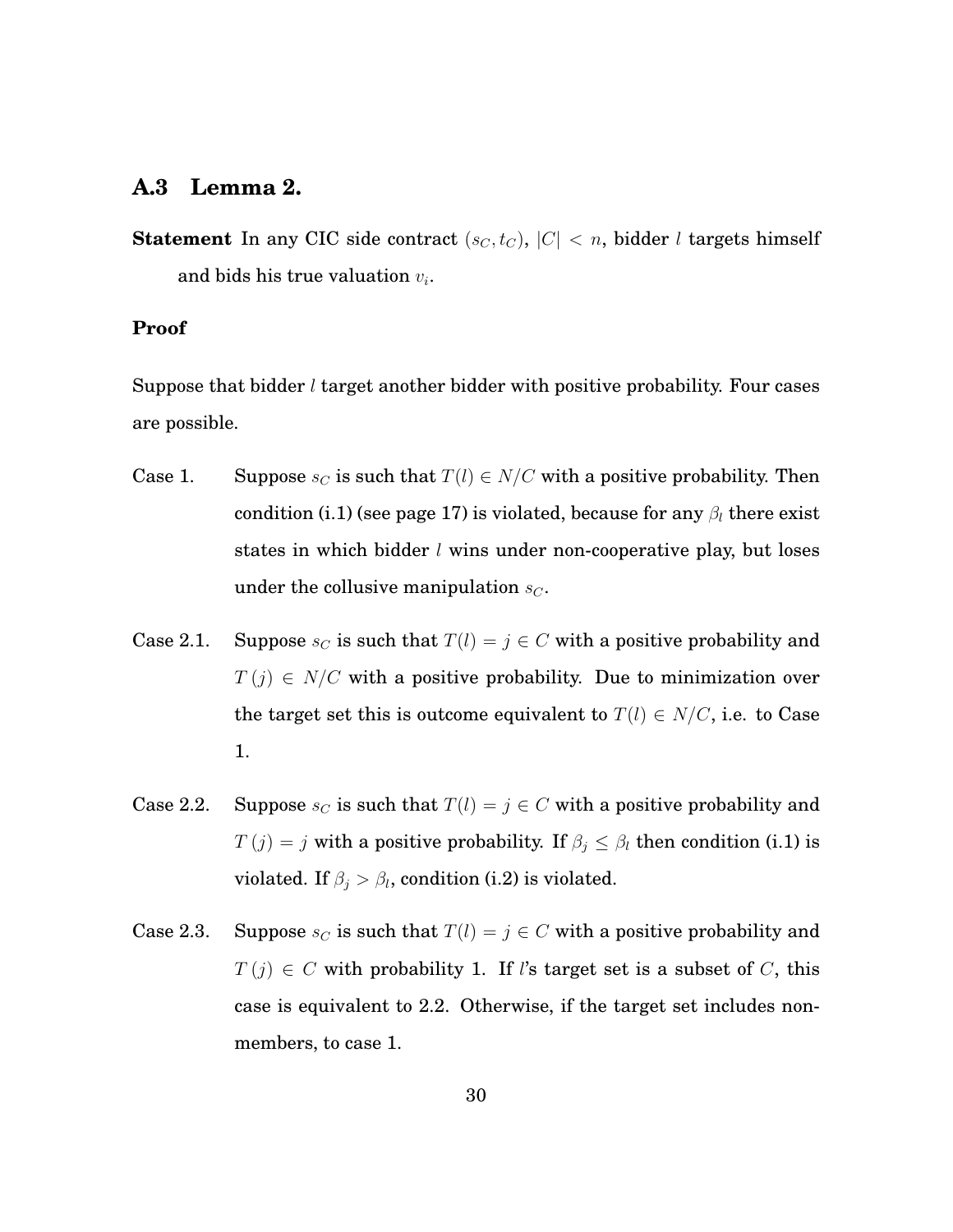## A.3 Lemma 2.

**Statement** In any CIC side contract $(s_C, t_C)$, $|C| < n$, bidder $l$ targets himself and bids his true valuation $v_i$.

**Proof**

Suppose that bidder $l$ target another bidder with positive probability. Four cases are possible.

Case 1. Suppose $s_C$ is such that $T(l) \in N/C$ with a positive probability. Then condition (i.1) (see page 17) is violated, because for any $\beta_l$ there exist states in which bidder $l$ wins under non-cooperative play, but loses under the collusive manipulation $s_C$.

Case 2.1. Suppose $s_C$ is such that $T(l) = j \in C$ with a positive probability and $T(j) \in N/C$ with a positive probability. Due to minimization over the target set this is outcome equivalent to $T(l) \in N/C$, i.e. to Case 1.

Case 2.2. Suppose $s_C$ is such that $T(l) = j \in C$ with a positive probability and $T(j) = j$ with a positive probability. If $\beta_j \leq \beta_l$ then condition (i.1) is violated. If $\beta_j > \beta_l$, condition (i.2) is violated.

Case 2.3. Suppose $s_C$ is such that $T(l) = j \in C$ with a positive probability and $T(j) \in C$ with probability 1. If $l$'s target set is a subset of $C$, this case is equivalent to 2.2. Otherwise, if the target set includes non-members, to case 1.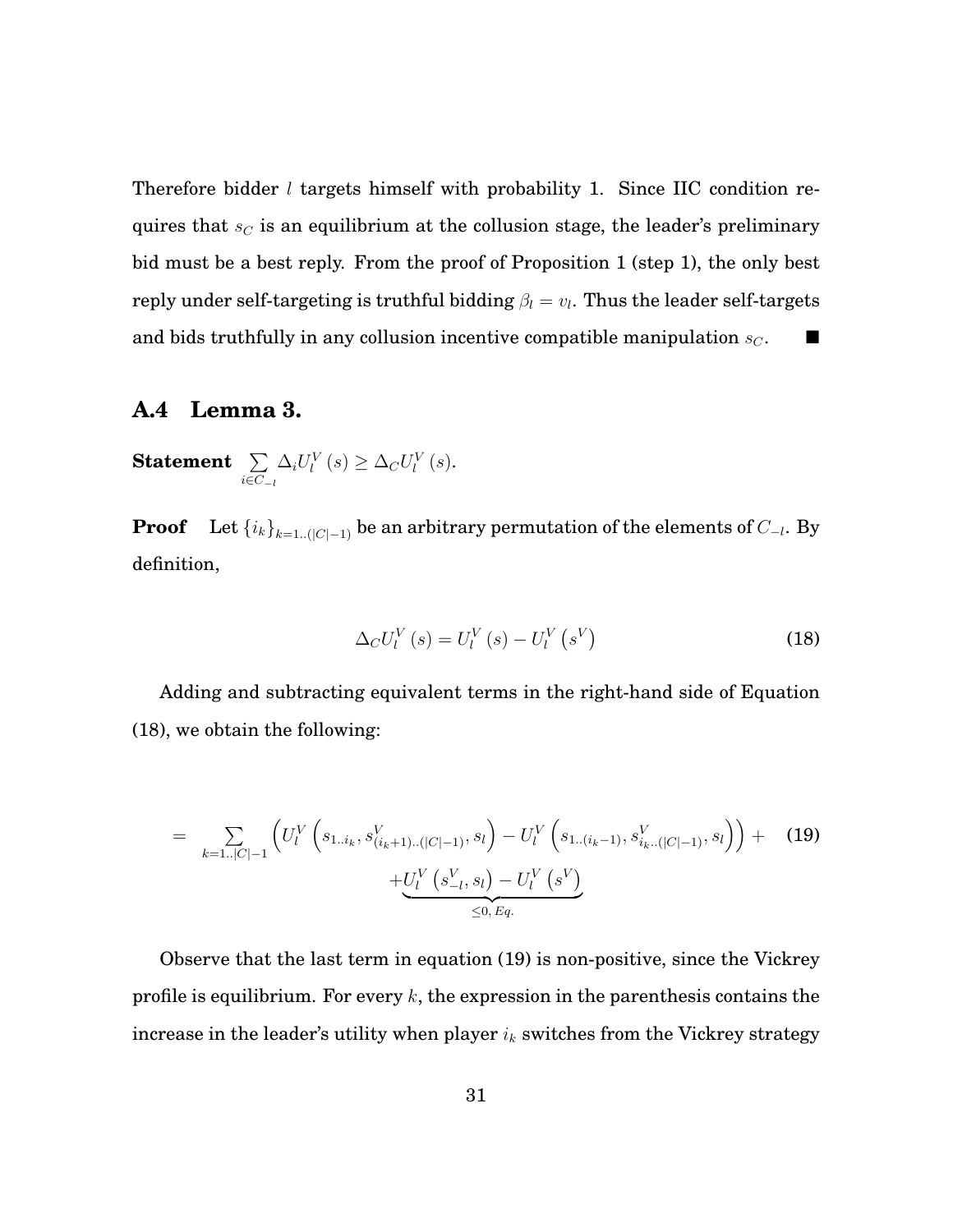Therefore bidder $l$ targets himself with probability 1. Since IIC condition requires that $s_C$ is an equilibrium at the collusion stage, the leader's preliminary bid must be a best reply. From the proof of Proposition 1 (step 1), the only best reply under self-targeting is truthful bidding $\beta_l = v_l$. Thus the leader self-targets and bids truthfully in any collusion incentive compatible manipulation $s_C$. ■

## A.4 Lemma 3.

**Statement** $\sum_{i \in C_{-l}} \Delta_i U_l^V(s) \geq \Delta_C U_l^V(s)$.

**Proof** Let $\{i_k\}_{k=1..(|C|-1)}$ be an arbitrary permutation of the elements of $C_{-l}$. By definition,

$$\Delta_C U_l^V(s) = U_l^V(s) - U_l^V\left(s^V\right) \tag{18}$$

Adding and subtracting equivalent terms in the right-hand side of Equation (18), we obtain the following:

$$= \sum_{k=1..|C|-1} \left( U_l^V\left(s_{1..i_k}, s^V_{(i_k+1)..(|C|-1)}, s_l\right) - U_l^V\left(s_{1..(i_k-1)}, s^V_{i_k..(|C|-1)}, s_l\right)\right) + \tag{19}$$
$$+ \underbrace{U_l^V\left(s_{-l}^V, s_l\right) - U_l^V\left(s^V\right)}_{\leq 0,\, Eq.}$$

Observe that the last term in equation (19) is non-positive, since the Vickrey profile is equilibrium. For every $k$, the expression in the parenthesis contains the increase in the leader's utility when player $i_k$ switches from the Vickrey strategy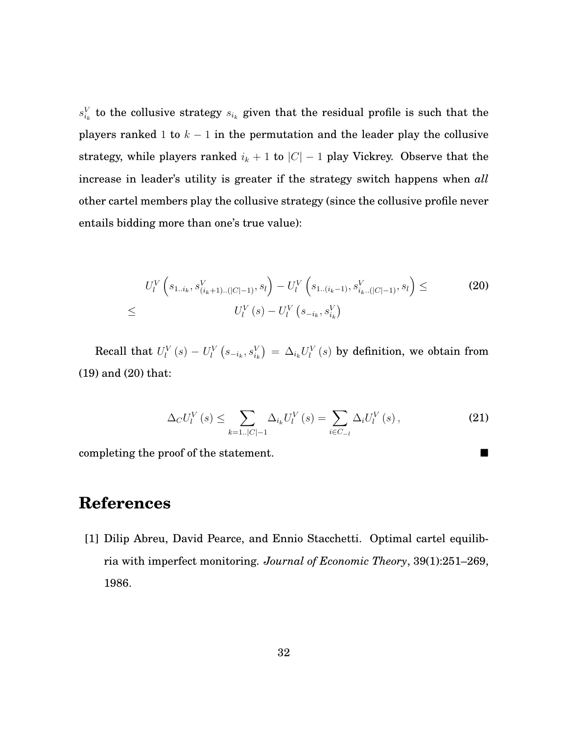$s^V_{i_k}$ to the collusive strategy $s_{i_k}$ given that the residual profile is such that the players ranked 1 to $k-1$ in the permutation and the leader play the collusive strategy, while players ranked $i_k+1$ to $|C|-1$ play Vickrey. Observe that the increase in leader's utility is greater if the strategy switch happens when *all* other cartel members play the collusive strategy (since the collusive profile never entails bidding more than one's true value):

$$
\begin{aligned}
& U_l^V\left(s_{1..i_k}, s^V_{(i_k+1)..(|C|-1)}, s_l\right) - U_l^V\left(s_{1..(i_k-1)}, s^V_{i_k..(|C|-1)}, s_l\right) \leq \\
\leq \quad & U_l^V\left(s\right) - U_l^V\left(s_{-i_k}, s^V_{i_k}\right)
\end{aligned}
\tag{20}
$$

Recall that $U_l^V\left(s\right) - U_l^V\left(s_{-i_k}, s^V_{i_k}\right) = \Delta_{i_k} U_l^V\left(s\right)$ by definition, we obtain from (19) and (20) that:

$$
\Delta_C U_l^V\left(s\right) \leq \sum_{k=1..|C|-1} \Delta_{i_k} U_l^V\left(s\right) = \sum_{i \in C_{-l}} \Delta_i U_l^V\left(s\right),
\tag{21}
$$

completing the proof of the statement. ■

# References

[1] Dilip Abreu, David Pearce, and Ennio Stacchetti. Optimal cartel equilibria with imperfect monitoring. *Journal of Economic Theory*, 39(1):251–269, 1986.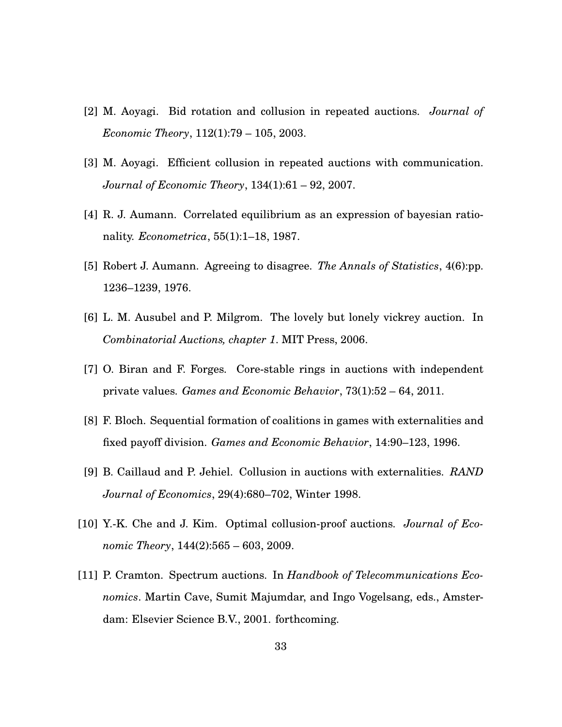[2] M. Aoyagi. Bid rotation and collusion in repeated auctions. *Journal of Economic Theory*, 112(1):79 – 105, 2003.

[3] M. Aoyagi. Efficient collusion in repeated auctions with communication. *Journal of Economic Theory*, 134(1):61 – 92, 2007.

[4] R. J. Aumann. Correlated equilibrium as an expression of bayesian rationality. *Econometrica*, 55(1):1–18, 1987.

[5] Robert J. Aumann. Agreeing to disagree. *The Annals of Statistics*, 4(6):pp. 1236–1239, 1976.

[6] L. M. Ausubel and P. Milgrom. The lovely but lonely vickrey auction. In *Combinatorial Auctions, chapter 1*. MIT Press, 2006.

[7] O. Biran and F. Forges. Core-stable rings in auctions with independent private values. *Games and Economic Behavior*, 73(1):52 – 64, 2011.

[8] F. Bloch. Sequential formation of coalitions in games with externalities and fixed payoff division. *Games and Economic Behavior*, 14:90–123, 1996.

[9] B. Caillaud and P. Jehiel. Collusion in auctions with externalities. *RAND Journal of Economics*, 29(4):680–702, Winter 1998.

[10] Y.-K. Che and J. Kim. Optimal collusion-proof auctions. *Journal of Economic Theory*, 144(2):565 – 603, 2009.

[11] P. Cramton. Spectrum auctions. In *Handbook of Telecommunications Economics*. Martin Cave, Sumit Majumdar, and Ingo Vogelsang, eds., Amsterdam: Elsevier Science B.V., 2001. forthcoming.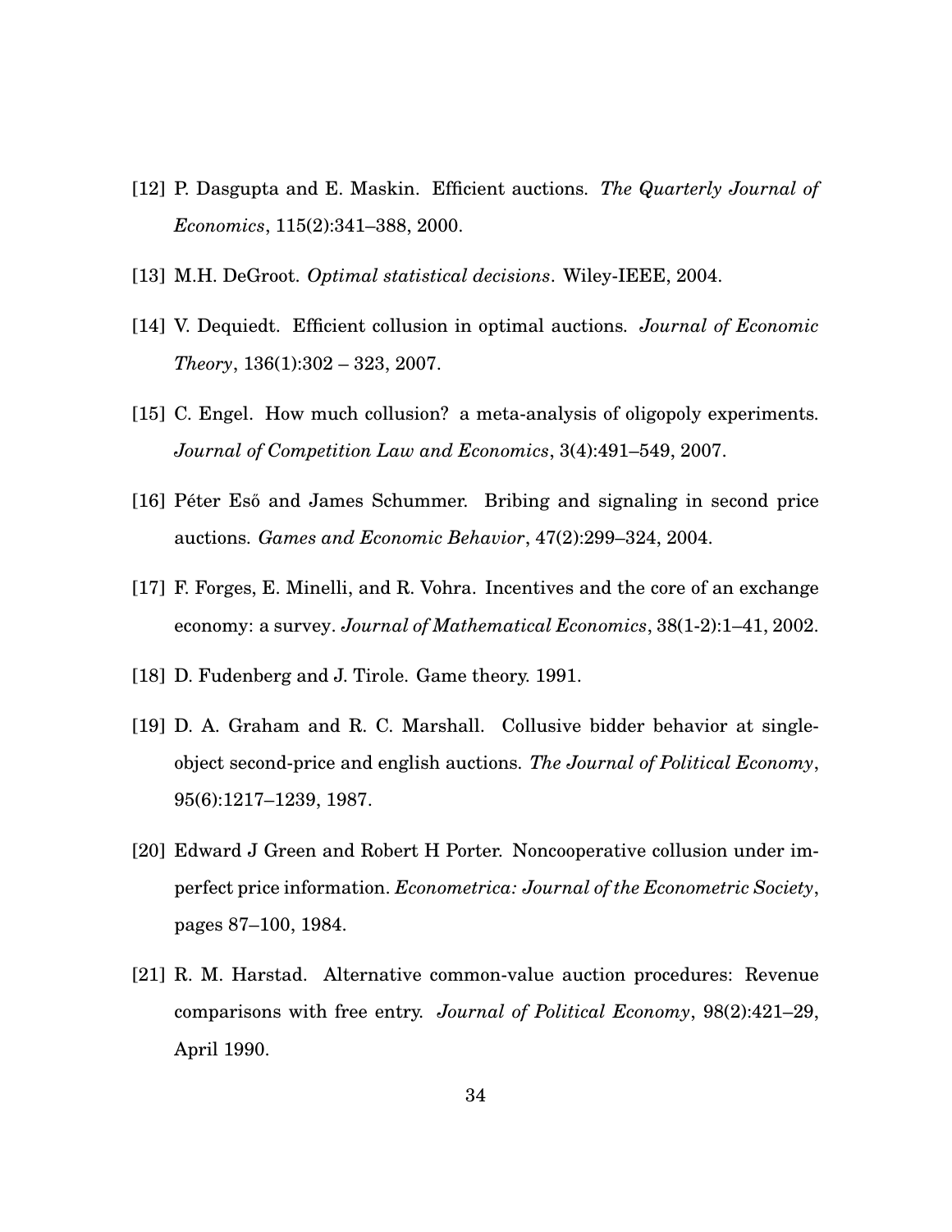[12] P. Dasgupta and E. Maskin. Efficient auctions. *The Quarterly Journal of Economics*, 115(2):341–388, 2000.

[13] M.H. DeGroot. *Optimal statistical decisions*. Wiley-IEEE, 2004.

[14] V. Dequiedt. Efficient collusion in optimal auctions. *Journal of Economic Theory*, 136(1):302 – 323, 2007.

[15] C. Engel. How much collusion? a meta-analysis of oligopoly experiments. *Journal of Competition Law and Economics*, 3(4):491–549, 2007.

[16] Péter Eső and James Schummer. Bribing and signaling in second price auctions. *Games and Economic Behavior*, 47(2):299–324, 2004.

[17] F. Forges, E. Minelli, and R. Vohra. Incentives and the core of an exchange economy: a survey. *Journal of Mathematical Economics*, 38(1-2):1–41, 2002.

[18] D. Fudenberg and J. Tirole. Game theory. 1991.

[19] D. A. Graham and R. C. Marshall. Collusive bidder behavior at single-object second-price and english auctions. *The Journal of Political Economy*, 95(6):1217–1239, 1987.

[20] Edward J Green and Robert H Porter. Noncooperative collusion under imperfect price information. *Econometrica: Journal of the Econometric Society*, pages 87–100, 1984.

[21] R. M. Harstad. Alternative common-value auction procedures: Revenue comparisons with free entry. *Journal of Political Economy*, 98(2):421–29, April 1990.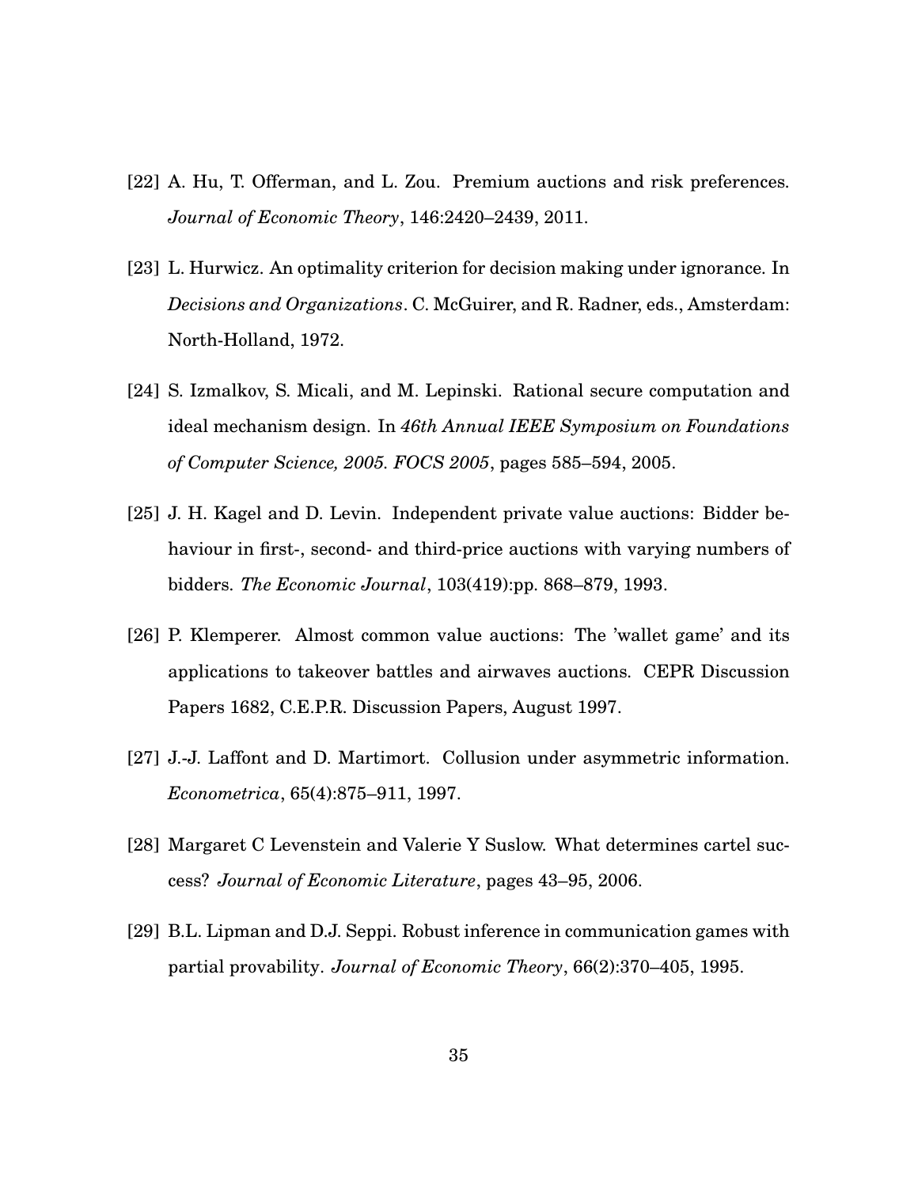[22] A. Hu, T. Offerman, and L. Zou. Premium auctions and risk preferences. *Journal of Economic Theory*, 146:2420–2439, 2011.

[23] L. Hurwicz. An optimality criterion for decision making under ignorance. In *Decisions and Organizations*. C. McGuirer, and R. Radner, eds., Amsterdam: North-Holland, 1972.

[24] S. Izmalkov, S. Micali, and M. Lepinski. Rational secure computation and ideal mechanism design. In *46th Annual IEEE Symposium on Foundations of Computer Science, 2005. FOCS 2005*, pages 585–594, 2005.

[25] J. H. Kagel and D. Levin. Independent private value auctions: Bidder behaviour in first-, second- and third-price auctions with varying numbers of bidders. *The Economic Journal*, 103(419):pp. 868–879, 1993.

[26] P. Klemperer. Almost common value auctions: The 'wallet game' and its applications to takeover battles and airwaves auctions. CEPR Discussion Papers 1682, C.E.P.R. Discussion Papers, August 1997.

[27] J.-J. Laffont and D. Martimort. Collusion under asymmetric information. *Econometrica*, 65(4):875–911, 1997.

[28] Margaret C Levenstein and Valerie Y Suslow. What determines cartel success? *Journal of Economic Literature*, pages 43–95, 2006.

[29] B.L. Lipman and D.J. Seppi. Robust inference in communication games with partial provability. *Journal of Economic Theory*, 66(2):370–405, 1995.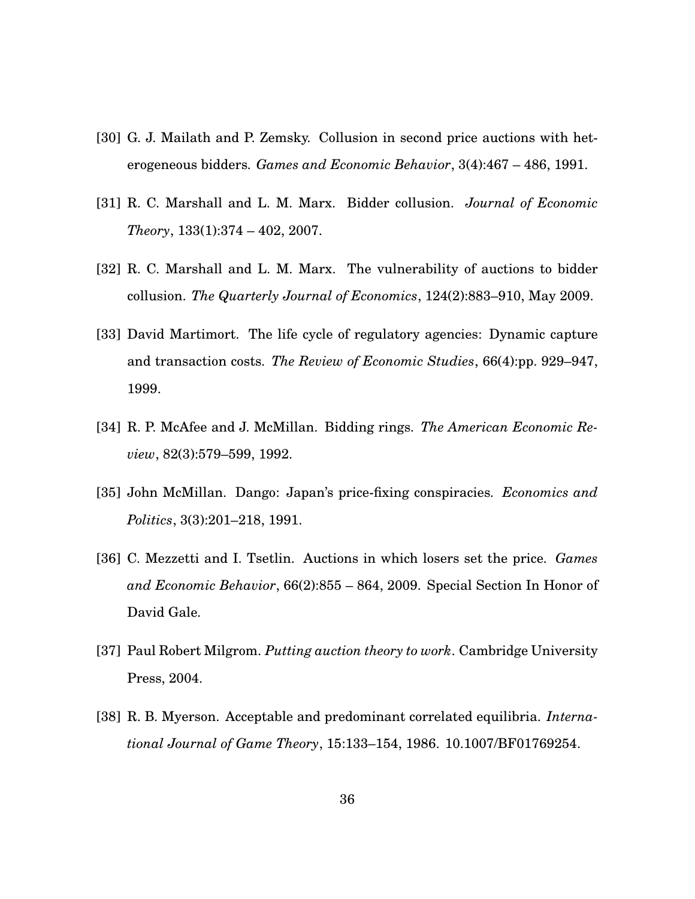[30] G. J. Mailath and P. Zemsky. Collusion in second price auctions with heterogeneous bidders. *Games and Economic Behavior*, 3(4):467 – 486, 1991.

[31] R. C. Marshall and L. M. Marx. Bidder collusion. *Journal of Economic Theory*, 133(1):374 – 402, 2007.

[32] R. C. Marshall and L. M. Marx. The vulnerability of auctions to bidder collusion. *The Quarterly Journal of Economics*, 124(2):883–910, May 2009.

[33] David Martimort. The life cycle of regulatory agencies: Dynamic capture and transaction costs. *The Review of Economic Studies*, 66(4):pp. 929–947, 1999.

[34] R. P. McAfee and J. McMillan. Bidding rings. *The American Economic Review*, 82(3):579–599, 1992.

[35] John McMillan. Dango: Japan's price-fixing conspiracies. *Economics and Politics*, 3(3):201–218, 1991.

[36] C. Mezzetti and I. Tsetlin. Auctions in which losers set the price. *Games and Economic Behavior*, 66(2):855 – 864, 2009. Special Section In Honor of David Gale.

[37] Paul Robert Milgrom. *Putting auction theory to work*. Cambridge University Press, 2004.

[38] R. B. Myerson. Acceptable and predominant correlated equilibria. *International Journal of Game Theory*, 15:133–154, 1986. 10.1007/BF01769254.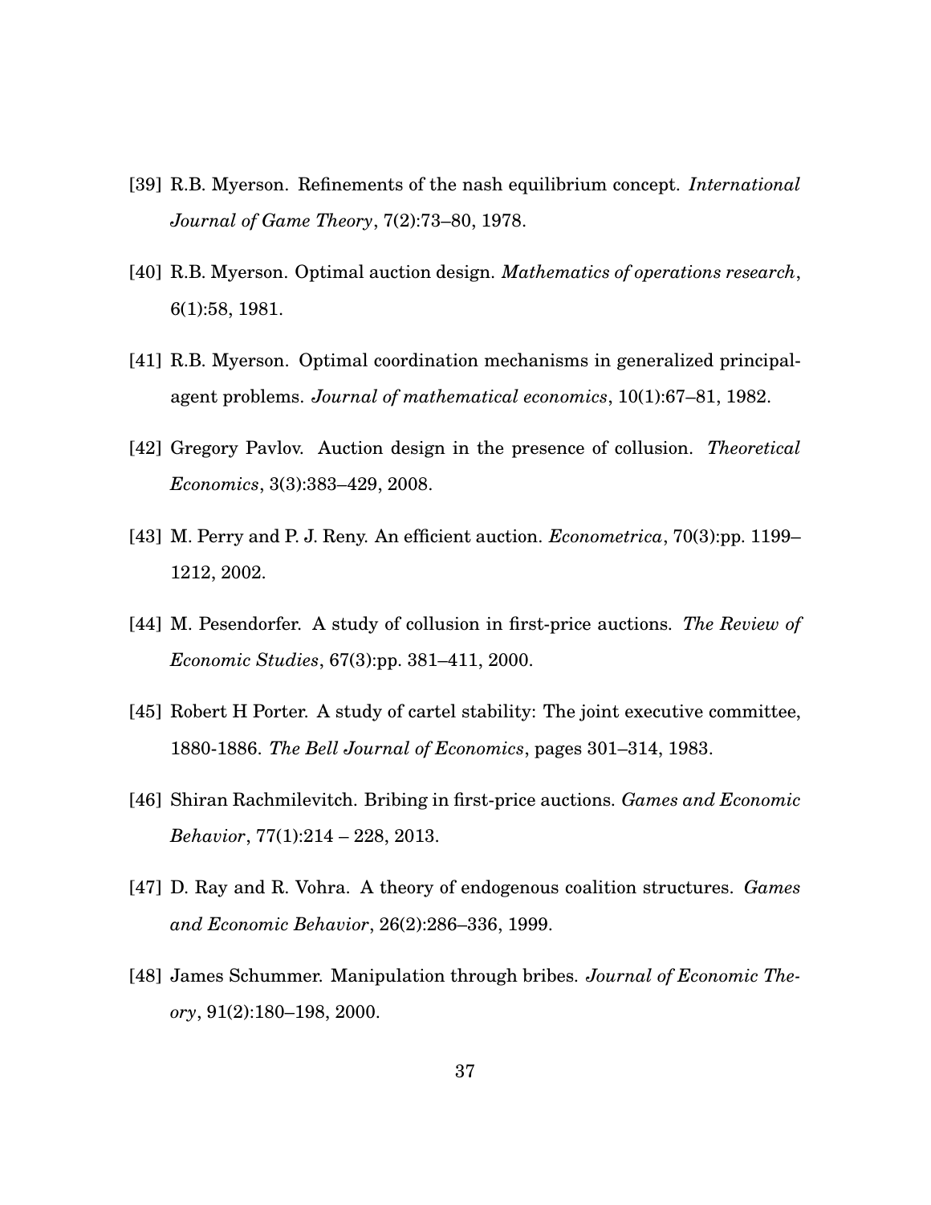[39] R.B. Myerson. Refinements of the nash equilibrium concept. *International Journal of Game Theory*, 7(2):73–80, 1978.

[40] R.B. Myerson. Optimal auction design. *Mathematics of operations research*, 6(1):58, 1981.

[41] R.B. Myerson. Optimal coordination mechanisms in generalized principal-agent problems. *Journal of mathematical economics*, 10(1):67–81, 1982.

[42] Gregory Pavlov. Auction design in the presence of collusion. *Theoretical Economics*, 3(3):383–429, 2008.

[43] M. Perry and P. J. Reny. An efficient auction. *Econometrica*, 70(3):pp. 1199–1212, 2002.

[44] M. Pesendorfer. A study of collusion in first-price auctions. *The Review of Economic Studies*, 67(3):pp. 381–411, 2000.

[45] Robert H Porter. A study of cartel stability: The joint executive committee, 1880-1886. *The Bell Journal of Economics*, pages 301–314, 1983.

[46] Shiran Rachmilevitch. Bribing in first-price auctions. *Games and Economic Behavior*, 77(1):214 – 228, 2013.

[47] D. Ray and R. Vohra. A theory of endogenous coalition structures. *Games and Economic Behavior*, 26(2):286–336, 1999.

[48] James Schummer. Manipulation through bribes. *Journal of Economic Theory*, 91(2):180–198, 2000.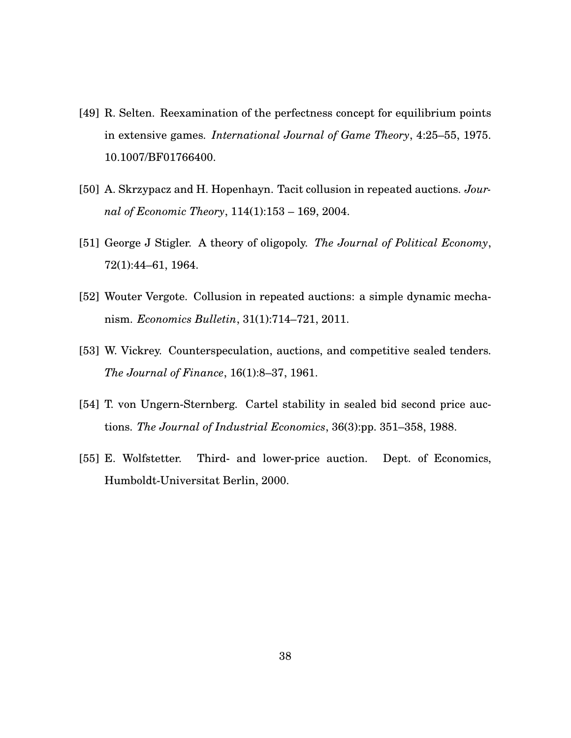[49] R. Selten. Reexamination of the perfectness concept for equilibrium points in extensive games. *International Journal of Game Theory*, 4:25–55, 1975. 10.1007/BF01766400.

[50] A. Skrzypacz and H. Hopenhayn. Tacit collusion in repeated auctions. *Journal of Economic Theory*, 114(1):153 – 169, 2004.

[51] George J Stigler. A theory of oligopoly. *The Journal of Political Economy*, 72(1):44–61, 1964.

[52] Wouter Vergote. Collusion in repeated auctions: a simple dynamic mechanism. *Economics Bulletin*, 31(1):714–721, 2011.

[53] W. Vickrey. Counterspeculation, auctions, and competitive sealed tenders. *The Journal of Finance*, 16(1):8–37, 1961.

[54] T. von Ungern-Sternberg. Cartel stability in sealed bid second price auctions. *The Journal of Industrial Economics*, 36(3):pp. 351–358, 1988.

[55] E. Wolfstetter. Third- and lower-price auction. Dept. of Economics, Humboldt-Universitat Berlin, 2000.